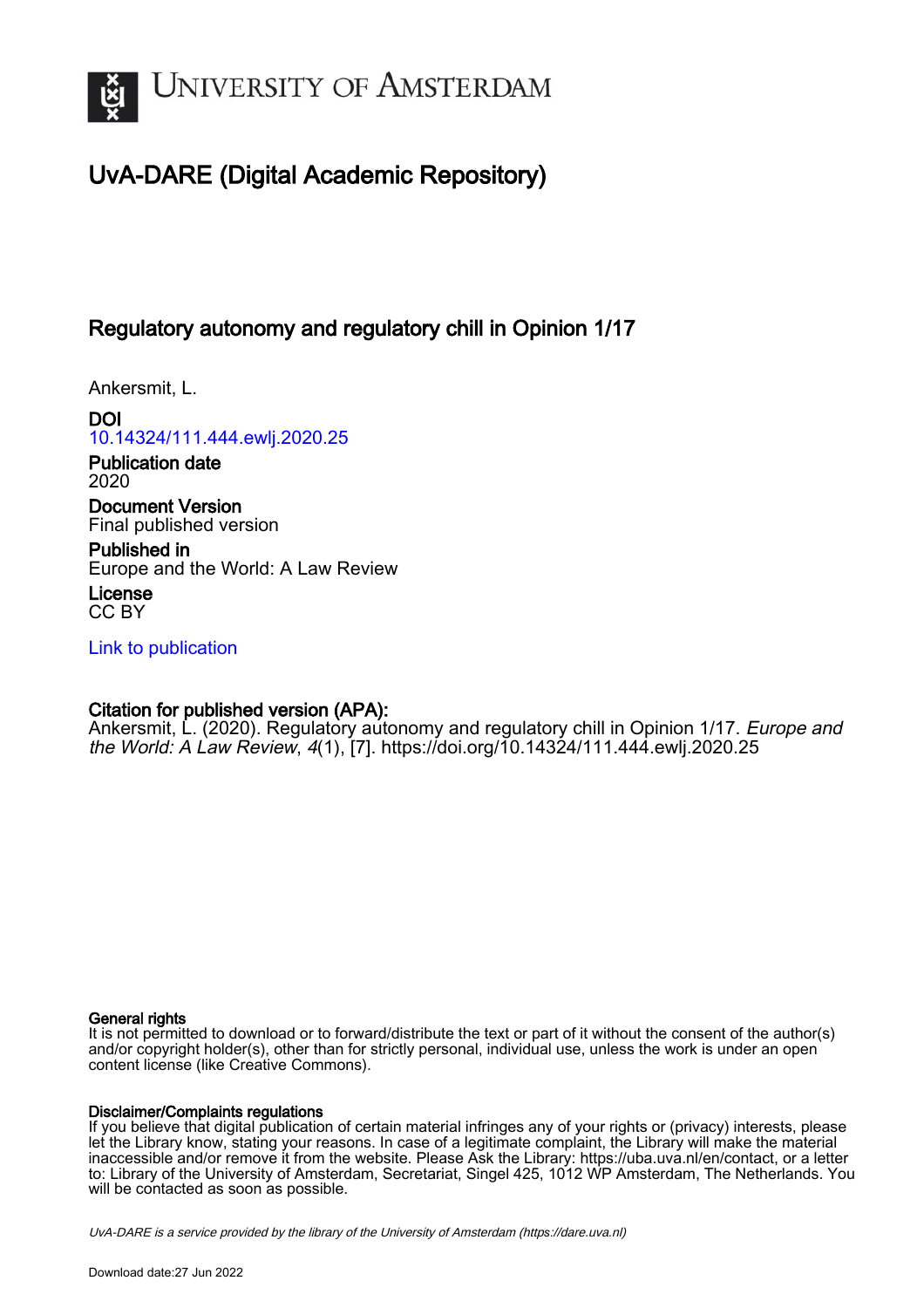UNIVERSITY OF AMSTERDAM

# UvA-DARE (Digital Academic Repository)

## Regulatory autonomy and regulatory chill in Opinion 1/17

Ankersmit, L.

**DOI**
10.14324/111.444.ewlj.2020.25

**Publication date**
2020

**Document Version**
Final published version

**Published in**
Europe and the World: A Law Review

**License**
CC BY

Link to publication

**Citation for published version (APA):**
Ankersmit, L. (2020). Regulatory autonomy and regulatory chill in Opinion 1/17. *Europe and the World: A Law Review*, *4*(1), [7]. https://doi.org/10.14324/111.444.ewlj.2020.25

**General rights**
It is not permitted to download or to forward/distribute the text or part of it without the consent of the author(s) and/or copyright holder(s), other than for strictly personal, individual use, unless the work is under an open content license (like Creative Commons).

**Disclaimer/Complaints regulations**
If you believe that digital publication of certain material infringes any of your rights or (privacy) interests, please let the Library know, stating your reasons. In case of a legitimate complaint, the Library will make the material inaccessible and/or remove it from the website. Please Ask the Library: https://uba.uva.nl/en/contact, or a letter to: Library of the University of Amsterdam, Secretariat, Singel 425, 1012 WP Amsterdam, The Netherlands. You will be contacted as soon as possible.

*UvA-DARE is a service provided by the library of the University of Amsterdam (https://dare.uva.nl)*

Download date:27 Jun 2022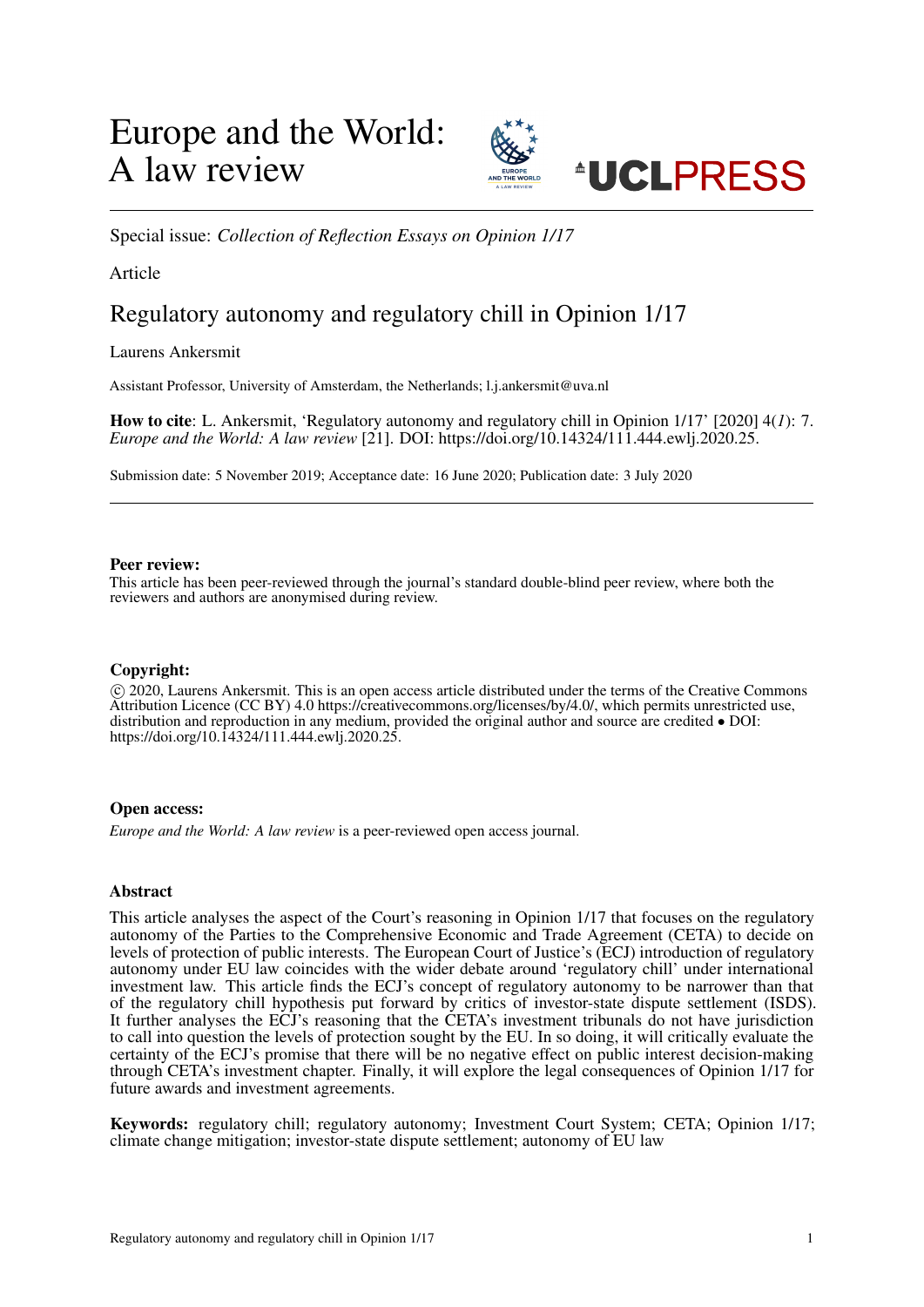# Europe and the World: A law review

Special issue: *Collection of Reflection Essays on Opinion 1/17*

Article

## Regulatory autonomy and regulatory chill in Opinion 1/17

Laurens Ankersmit

Assistant Professor, University of Amsterdam, the Netherlands; l.j.ankersmit@uva.nl

**How to cite**: L. Ankersmit, 'Regulatory autonomy and regulatory chill in Opinion 1/17' [2020] 4(*1*): 7. *Europe and the World: A law review* [21]. DOI: https://doi.org/10.14324/111.444.ewlj.2020.25.

Submission date: 5 November 2019; Acceptance date: 16 June 2020; Publication date: 3 July 2020

**Peer review:**
This article has been peer-reviewed through the journal's standard double-blind peer review, where both the reviewers and authors are anonymised during review.

**Copyright:**
© 2020, Laurens Ankersmit. This is an open access article distributed under the terms of the Creative Commons Attribution Licence (CC BY) 4.0 https://creativecommons.org/licenses/by/4.0/, which permits unrestricted use, distribution and reproduction in any medium, provided the original author and source are credited • DOI: https://doi.org/10.14324/111.444.ewlj.2020.25.

**Open access:**
*Europe and the World: A law review* is a peer-reviewed open access journal.

**Abstract**

This article analyses the aspect of the Court's reasoning in Opinion 1/17 that focuses on the regulatory autonomy of the Parties to the Comprehensive Economic and Trade Agreement (CETA) to decide on levels of protection of public interests. The European Court of Justice's (ECJ) introduction of regulatory autonomy under EU law coincides with the wider debate around 'regulatory chill' under international investment law. This article finds the ECJ's concept of regulatory autonomy to be narrower than that of the regulatory chill hypothesis put forward by critics of investor-state dispute settlement (ISDS). It further analyses the ECJ's reasoning that the CETA's investment tribunals do not have jurisdiction to call into question the levels of protection sought by the EU. In so doing, it will critically evaluate the certainty of the ECJ's promise that there will be no negative effect on public interest decision-making through CETA's investment chapter. Finally, it will explore the legal consequences of Opinion 1/17 for future awards and investment agreements.

**Keywords:** regulatory chill; regulatory autonomy; Investment Court System; CETA; Opinion 1/17; climate change mitigation; investor-state dispute settlement; autonomy of EU law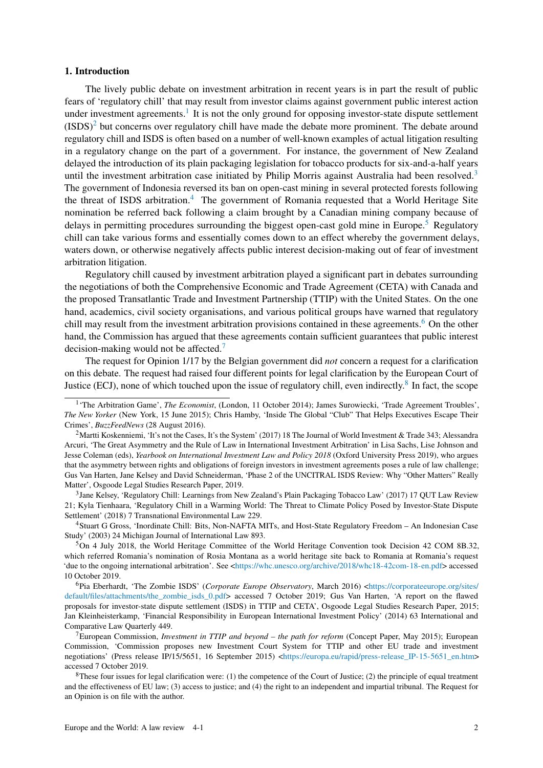## 1. Introduction

The lively public debate on investment arbitration in recent years is in part the result of public fears of 'regulatory chill' that may result from investor claims against government public interest action under investment agreements.[1] It is not the only ground for opposing investor-state dispute settlement (ISDS)[2] but concerns over regulatory chill have made the debate more prominent. The debate around regulatory chill and ISDS is often based on a number of well-known examples of actual litigation resulting in a regulatory change on the part of a government. For instance, the government of New Zealand delayed the introduction of its plain packaging legislation for tobacco products for six-and-a-half years until the investment arbitration case initiated by Philip Morris against Australia had been resolved.[3] The government of Indonesia reversed its ban on open-cast mining in several protected forests following the threat of ISDS arbitration.[4] The government of Romania requested that a World Heritage Site nomination be referred back following a claim brought by a Canadian mining company because of delays in permitting procedures surrounding the biggest open-cast gold mine in Europe.[5] Regulatory chill can take various forms and essentially comes down to an effect whereby the government delays, waters down, or otherwise negatively affects public interest decision-making out of fear of investment arbitration litigation.

Regulatory chill caused by investment arbitration played a significant part in debates surrounding the negotiations of both the Comprehensive Economic and Trade Agreement (CETA) with Canada and the proposed Transatlantic Trade and Investment Partnership (TTIP) with the United States. On the one hand, academics, civil society organisations, and various political groups have warned that regulatory chill may result from the investment arbitration provisions contained in these agreements.[6] On the other hand, the Commission has argued that these agreements contain sufficient guarantees that public interest decision-making would not be affected.[7]

The request for Opinion 1/17 by the Belgian government did *not* concern a request for a clarification on this debate. The request had raised four different points for legal clarification by the European Court of Justice (ECJ), none of which touched upon the issue of regulatory chill, even indirectly.[8] In fact, the scope

---

[1] 'The Arbitration Game', *The Economist*, (London, 11 October 2014); James Surowiecki, 'Trade Agreement Troubles', *The New Yorker* (New York, 15 June 2015); Chris Hamby, 'Inside The Global "Club" That Helps Executives Escape Their Crimes', *BuzzFeedNews* (28 August 2016).

[2] Martti Koskenniemi, 'It's not the Cases, It's the System' (2017) 18 The Journal of World Investment & Trade 343; Alessandra Arcuri, 'The Great Asymmetry and the Rule of Law in International Investment Arbitration' in Lisa Sachs, Lise Johnson and Jesse Coleman (eds), *Yearbook on International Investment Law and Policy 2018* (Oxford University Press 2019), who argues that the asymmetry between rights and obligations of foreign investors in investment agreements poses a rule of law challenge; Gus Van Harten, Jane Kelsey and David Schneiderman, 'Phase 2 of the UNCITRAL ISDS Review: Why "Other Matters" Really Matter', Osgoode Legal Studies Research Paper, 2019.

[3] Jane Kelsey, 'Regulatory Chill: Learnings from New Zealand's Plain Packaging Tobacco Law' (2017) 17 QUT Law Review 21; Kyla Tienhaara, 'Regulatory Chill in a Warming World: The Threat to Climate Policy Posed by Investor-State Dispute Settlement' (2018) 7 Transnational Environmental Law 229.

[4] Stuart G Gross, 'Inordinate Chill: Bits, Non-NAFTA MITs, and Host-State Regulatory Freedom – An Indonesian Case Study' (2003) 24 Michigan Journal of International Law 893.

[5] On 4 July 2018, the World Heritage Committee of the World Heritage Convention took Decision 42 COM 8B.32, which referred Romania's nomination of Rosia Montana as a world heritage site back to Romania at Romania's request 'due to the ongoing international arbitration'. See <https://whc.unesco.org/archive/2018/whc18-42com-18-en.pdf> accessed 10 October 2019.

[6] Pia Eberhardt, 'The Zombie ISDS' (*Corporate Europe Observatory*, March 2016) <https://corporateeurope.org/sites/default/files/attachments/the_zombie_isds_0.pdf> accessed 7 October 2019; Gus Van Harten, 'A report on the flawed proposals for investor-state dispute settlement (ISDS) in TTIP and CETA', Osgoode Legal Studies Research Paper, 2015; Jan Kleinheisterkamp, 'Financial Responsibility in European International Investment Policy' (2014) 63 International and Comparative Law Quarterly 449.

[7] European Commission, *Investment in TTIP and beyond – the path for reform* (Concept Paper, May 2015); European Commission, 'Commission proposes new Investment Court System for TTIP and other EU trade and investment negotiations' (Press release IP/15/5651, 16 September 2015) <https://europa.eu/rapid/press-release_IP-15-5651_en.htm> accessed 7 October 2019.

[8] These four issues for legal clarification were: (1) the competence of the Court of Justice; (2) the principle of equal treatment and the effectiveness of EU law; (3) access to justice; and (4) the right to an independent and impartial tribunal. The Request for an Opinion is on file with the author.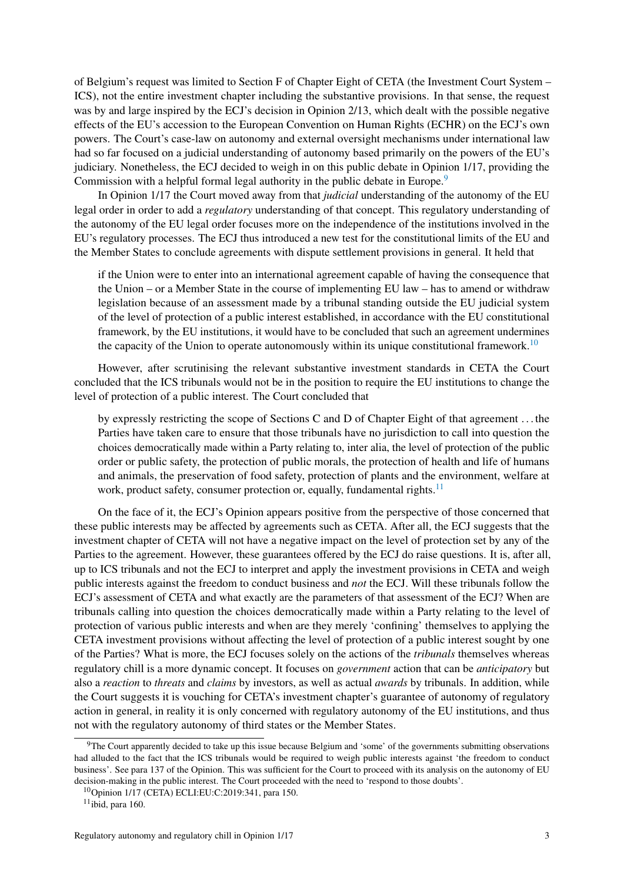of Belgium's request was limited to Section F of Chapter Eight of CETA (the Investment Court System – ICS), not the entire investment chapter including the substantive provisions. In that sense, the request was by and large inspired by the ECJ's decision in Opinion 2/13, which dealt with the possible negative effects of the EU's accession to the European Convention on Human Rights (ECHR) on the ECJ's own powers. The Court's case-law on autonomy and external oversight mechanisms under international law had so far focused on a judicial understanding of autonomy based primarily on the powers of the EU's judiciary. Nonetheless, the ECJ decided to weigh in on this public debate in Opinion 1/17, providing the Commission with a helpful formal legal authority in the public debate in Europe.[9]

In Opinion 1/17 the Court moved away from that *judicial* understanding of the autonomy of the EU legal order in order to add a *regulatory* understanding of that concept. This regulatory understanding of the autonomy of the EU legal order focuses more on the independence of the institutions involved in the EU's regulatory processes. The ECJ thus introduced a new test for the constitutional limits of the EU and the Member States to conclude agreements with dispute settlement provisions in general. It held that

> if the Union were to enter into an international agreement capable of having the consequence that the Union – or a Member State in the course of implementing EU law – has to amend or withdraw legislation because of an assessment made by a tribunal standing outside the EU judicial system of the level of protection of a public interest established, in accordance with the EU constitutional framework, by the EU institutions, it would have to be concluded that such an agreement undermines the capacity of the Union to operate autonomously within its unique constitutional framework.[10]

However, after scrutinising the relevant substantive investment standards in CETA the Court concluded that the ICS tribunals would not be in the position to require the EU institutions to change the level of protection of a public interest. The Court concluded that

> by expressly restricting the scope of Sections C and D of Chapter Eight of that agreement ... the Parties have taken care to ensure that those tribunals have no jurisdiction to call into question the choices democratically made within a Party relating to, inter alia, the level of protection of the public order or public safety, the protection of public morals, the protection of health and life of humans and animals, the preservation of food safety, protection of plants and the environment, welfare at work, product safety, consumer protection or, equally, fundamental rights.[11]

On the face of it, the ECJ's Opinion appears positive from the perspective of those concerned that these public interests may be affected by agreements such as CETA. After all, the ECJ suggests that the investment chapter of CETA will not have a negative impact on the level of protection set by any of the Parties to the agreement. However, these guarantees offered by the ECJ do raise questions. It is, after all, up to ICS tribunals and not the ECJ to interpret and apply the investment provisions in CETA and weigh public interests against the freedom to conduct business and *not* the ECJ. Will these tribunals follow the ECJ's assessment of CETA and what exactly are the parameters of that assessment of the ECJ? When are tribunals calling into question the choices democratically made within a Party relating to the level of protection of various public interests and when are they merely 'confining' themselves to applying the CETA investment provisions without affecting the level of protection of a public interest sought by one of the Parties? What is more, the ECJ focuses solely on the actions of the *tribunals* themselves whereas regulatory chill is a more dynamic concept. It focuses on *government* action that can be *anticipatory* but also a *reaction* to *threats* and *claims* by investors, as well as actual *awards* by tribunals. In addition, while the Court suggests it is vouching for CETA's investment chapter's guarantee of autonomy of regulatory action in general, in reality it is only concerned with regulatory autonomy of the EU institutions, and thus not with the regulatory autonomy of third states or the Member States.

---

[9] The Court apparently decided to take up this issue because Belgium and 'some' of the governments submitting observations had alluded to the fact that the ICS tribunals would be required to weigh public interests against 'the freedom to conduct business'. See para 137 of the Opinion. This was sufficient for the Court to proceed with its analysis on the autonomy of EU decision-making in the public interest. The Court proceeded with the need to 'respond to those doubts'.

[10] Opinion 1/17 (CETA) ECLI:EU:C:2019:341, para 150.

[11] ibid, para 160.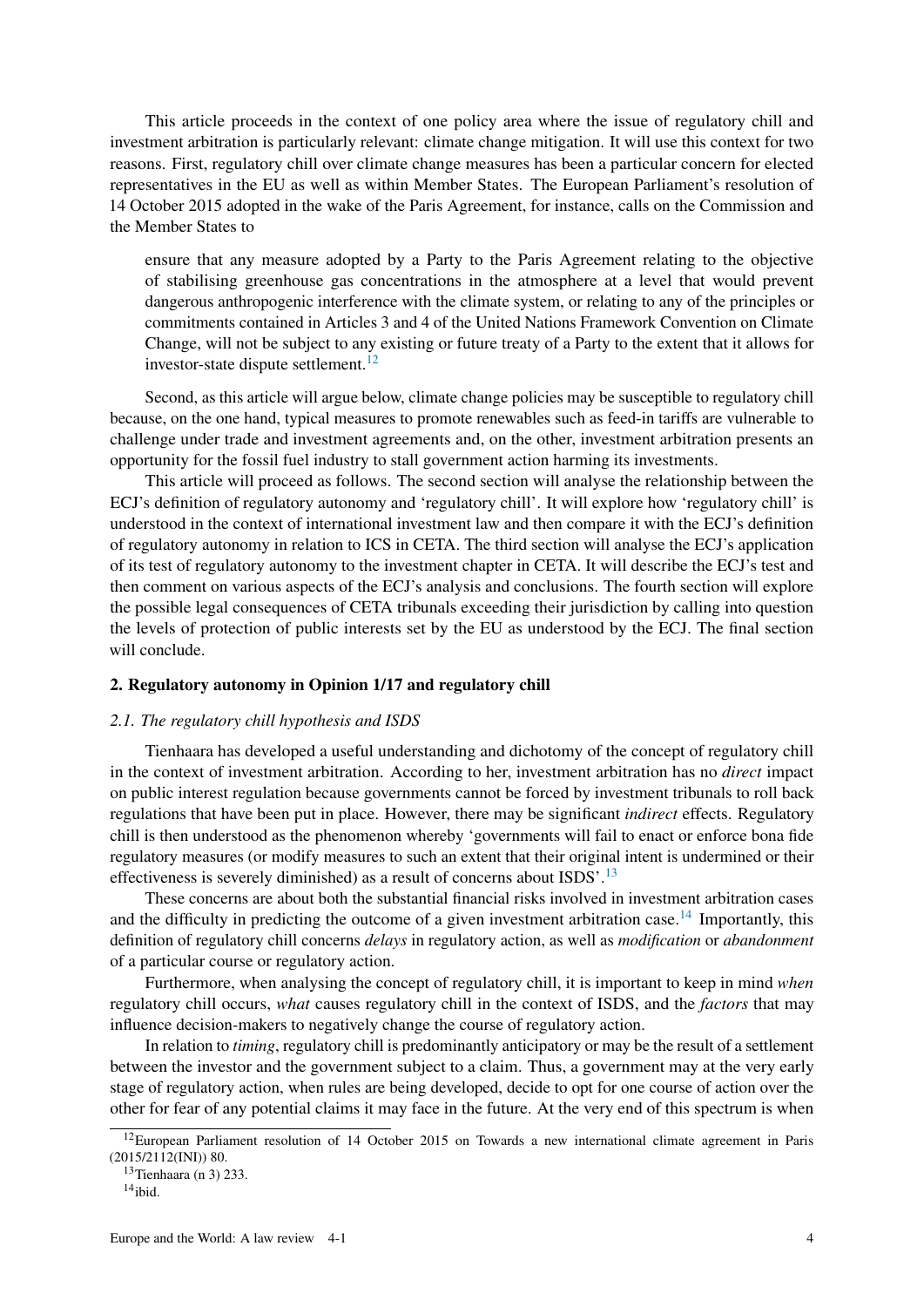This article proceeds in the context of one policy area where the issue of regulatory chill and investment arbitration is particularly relevant: climate change mitigation. It will use this context for two reasons. First, regulatory chill over climate change measures has been a particular concern for elected representatives in the EU as well as within Member States. The European Parliament's resolution of 14 October 2015 adopted in the wake of the Paris Agreement, for instance, calls on the Commission and the Member States to

> ensure that any measure adopted by a Party to the Paris Agreement relating to the objective of stabilising greenhouse gas concentrations in the atmosphere at a level that would prevent dangerous anthropogenic interference with the climate system, or relating to any of the principles or commitments contained in Articles 3 and 4 of the United Nations Framework Convention on Climate Change, will not be subject to any existing or future treaty of a Party to the extent that it allows for investor-state dispute settlement.[12]

Second, as this article will argue below, climate change policies may be susceptible to regulatory chill because, on the one hand, typical measures to promote renewables such as feed-in tariffs are vulnerable to challenge under trade and investment agreements and, on the other, investment arbitration presents an opportunity for the fossil fuel industry to stall government action harming its investments.

This article will proceed as follows. The second section will analyse the relationship between the ECJ's definition of regulatory autonomy and 'regulatory chill'. It will explore how 'regulatory chill' is understood in the context of international investment law and then compare it with the ECJ's definition of regulatory autonomy in relation to ICS in CETA. The third section will analyse the ECJ's application of its test of regulatory autonomy to the investment chapter in CETA. It will describe the ECJ's test and then comment on various aspects of the ECJ's analysis and conclusions. The fourth section will explore the possible legal consequences of CETA tribunals exceeding their jurisdiction by calling into question the levels of protection of public interests set by the EU as understood by the ECJ. The final section will conclude.

## 2. Regulatory autonomy in Opinion 1/17 and regulatory chill

### *2.1. The regulatory chill hypothesis and ISDS*

Tienhaara has developed a useful understanding and dichotomy of the concept of regulatory chill in the context of investment arbitration. According to her, investment arbitration has no *direct* impact on public interest regulation because governments cannot be forced by investment tribunals to roll back regulations that have been put in place. However, there may be significant *indirect* effects. Regulatory chill is then understood as the phenomenon whereby 'governments will fail to enact or enforce bona fide regulatory measures (or modify measures to such an extent that their original intent is undermined or their effectiveness is severely diminished) as a result of concerns about ISDS'.[13]

These concerns are about both the substantial financial risks involved in investment arbitration cases and the difficulty in predicting the outcome of a given investment arbitration case.[14] Importantly, this definition of regulatory chill concerns *delays* in regulatory action, as well as *modification* or *abandonment* of a particular course or regulatory action.

Furthermore, when analysing the concept of regulatory chill, it is important to keep in mind *when* regulatory chill occurs, *what* causes regulatory chill in the context of ISDS, and the *factors* that may influence decision-makers to negatively change the course of regulatory action.

In relation to *timing*, regulatory chill is predominantly anticipatory or may be the result of a settlement between the investor and the government subject to a claim. Thus, a government may at the very early stage of regulatory action, when rules are being developed, decide to opt for one course of action over the other for fear of any potential claims it may face in the future. At the very end of this spectrum is when

---

[12] European Parliament resolution of 14 October 2015 on Towards a new international climate agreement in Paris (2015/2112(INI)) 80.

[13] Tienhaara (n 3) 233.

[14] ibid.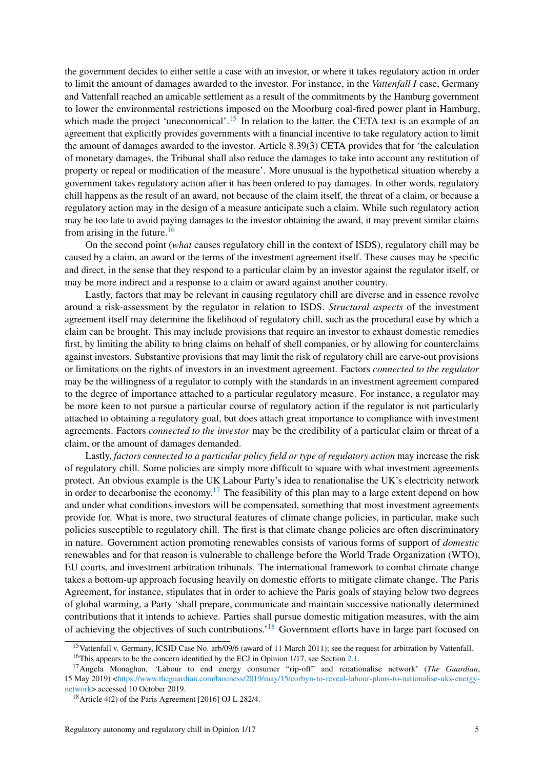the government decides to either settle a case with an investor, or where it takes regulatory action in order to limit the amount of damages awarded to the investor. For instance, in the *Vattenfall I* case, Germany and Vattenfall reached an amicable settlement as a result of the commitments by the Hamburg government to lower the environmental restrictions imposed on the Moorburg coal-fired power plant in Hamburg, which made the project 'uneconomical'.[15] In relation to the latter, the CETA text is an example of an agreement that explicitly provides governments with a financial incentive to take regulatory action to limit the amount of damages awarded to the investor. Article 8.39(3) CETA provides that for 'the calculation of monetary damages, the Tribunal shall also reduce the damages to take into account any restitution of property or repeal or modification of the measure'. More unusual is the hypothetical situation whereby a government takes regulatory action after it has been ordered to pay damages. In other words, regulatory chill happens as the result of an award, not because of the claim itself, the threat of a claim, or because a regulatory action may in the design of a measure anticipate such a claim. While such regulatory action may be too late to avoid paying damages to the investor obtaining the award, it may prevent similar claims from arising in the future.[16]

On the second point (*what* causes regulatory chill in the context of ISDS), regulatory chill may be caused by a claim, an award or the terms of the investment agreement itself. These causes may be specific and direct, in the sense that they respond to a particular claim by an investor against the regulator itself, or may be more indirect and a response to a claim or award against another country.

Lastly, factors that may be relevant in causing regulatory chill are diverse and in essence revolve around a risk-assessment by the regulator in relation to ISDS. *Structural aspects* of the investment agreement itself may determine the likelihood of regulatory chill, such as the procedural ease by which a claim can be brought. This may include provisions that require an investor to exhaust domestic remedies first, by limiting the ability to bring claims on behalf of shell companies, or by allowing for counterclaims against investors. Substantive provisions that may limit the risk of regulatory chill are carve-out provisions or limitations on the rights of investors in an investment agreement. Factors *connected to the regulator* may be the willingness of a regulator to comply with the standards in an investment agreement compared to the degree of importance attached to a particular regulatory measure. For instance, a regulator may be more keen to not pursue a particular course of regulatory action if the regulator is not particularly attached to obtaining a regulatory goal, but does attach great importance to compliance with investment agreements. Factors *connected to the investor* may be the credibility of a particular claim or threat of a claim, or the amount of damages demanded.

Lastly, *factors connected to a particular policy field or type of regulatory action* may increase the risk of regulatory chill. Some policies are simply more difficult to square with what investment agreements protect. An obvious example is the UK Labour Party's idea to renationalise the UK's electricity network in order to decarbonise the economy.[17] The feasibility of this plan may to a large extent depend on how and under what conditions investors will be compensated, something that most investment agreements provide for. What is more, two structural features of climate change policies, in particular, make such policies susceptible to regulatory chill. The first is that climate change policies are often discriminatory in nature. Government action promoting renewables consists of various forms of support of *domestic* renewables and for that reason is vulnerable to challenge before the World Trade Organization (WTO), EU courts, and investment arbitration tribunals. The international framework to combat climate change takes a bottom-up approach focusing heavily on domestic efforts to mitigate climate change. The Paris Agreement, for instance, stipulates that in order to achieve the Paris goals of staying below two degrees of global warming, a Party 'shall prepare, communicate and maintain successive nationally determined contributions that it intends to achieve. Parties shall pursue domestic mitigation measures, with the aim of achieving the objectives of such contributions.'[18] Government efforts have in large part focused on

---

[15] Vattenfall v. Germany, ICSID Case No. arb/09/6 (award of 11 March 2011); see the request for arbitration by Vattenfall.

[16] This appears to be the concern identified by the ECJ in Opinion 1/17, see Section 2.1.

[17] Angela Monaghan, 'Labour to end energy consumer "rip-off" and renationalise network' (*The Guardian*, 15 May 2019) <https://www.theguardian.com/business/2019/may/15/corbyn-to-reveal-labour-plans-to-nationalise-uks-energy-network> accessed 10 October 2019.

[18] Article 4(2) of the Paris Agreement [2016] OJ L 282/4.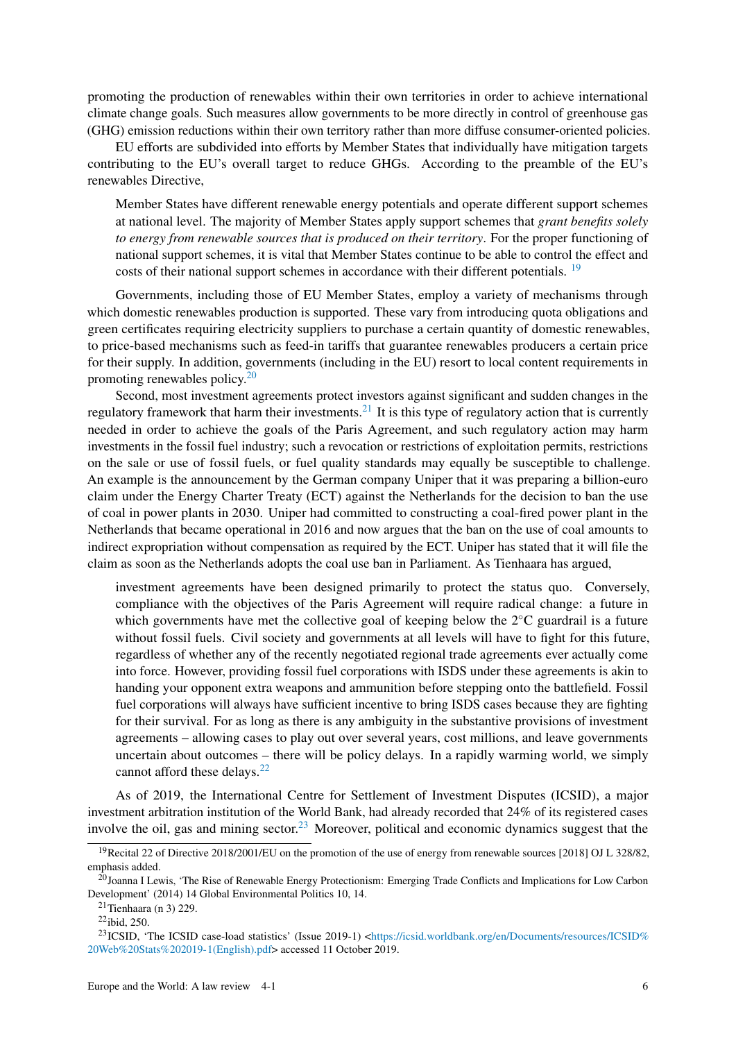promoting the production of renewables within their own territories in order to achieve international climate change goals. Such measures allow governments to be more directly in control of greenhouse gas (GHG) emission reductions within their own territory rather than more diffuse consumer-oriented policies.

EU efforts are subdivided into efforts by Member States that individually have mitigation targets contributing to the EU's overall target to reduce GHGs. According to the preamble of the EU's renewables Directive,

> Member States have different renewable energy potentials and operate different support schemes at national level. The majority of Member States apply support schemes that *grant benefits solely to energy from renewable sources that is produced on their territory*. For the proper functioning of national support schemes, it is vital that Member States continue to be able to control the effect and costs of their national support schemes in accordance with their different potentials. [19]

Governments, including those of EU Member States, employ a variety of mechanisms through which domestic renewables production is supported. These vary from introducing quota obligations and green certificates requiring electricity suppliers to purchase a certain quantity of domestic renewables, to price-based mechanisms such as feed-in tariffs that guarantee renewables producers a certain price for their supply. In addition, governments (including in the EU) resort to local content requirements in promoting renewables policy.[20]

Second, most investment agreements protect investors against significant and sudden changes in the regulatory framework that harm their investments.[21] It is this type of regulatory action that is currently needed in order to achieve the goals of the Paris Agreement, and such regulatory action may harm investments in the fossil fuel industry; such a revocation or restrictions of exploitation permits, restrictions on the sale or use of fossil fuels, or fuel quality standards may equally be susceptible to challenge. An example is the announcement by the German company Uniper that it was preparing a billion-euro claim under the Energy Charter Treaty (ECT) against the Netherlands for the decision to ban the use of coal in power plants in 2030. Uniper had committed to constructing a coal-fired power plant in the Netherlands that became operational in 2016 and now argues that the ban on the use of coal amounts to indirect expropriation without compensation as required by the ECT. Uniper has stated that it will file the claim as soon as the Netherlands adopts the coal use ban in Parliament. As Tienhaara has argued,

> investment agreements have been designed primarily to protect the status quo. Conversely, compliance with the objectives of the Paris Agreement will require radical change: a future in which governments have met the collective goal of keeping below the 2°C guardrail is a future without fossil fuels. Civil society and governments at all levels will have to fight for this future, regardless of whether any of the recently negotiated regional trade agreements ever actually come into force. However, providing fossil fuel corporations with ISDS under these agreements is akin to handing your opponent extra weapons and ammunition before stepping onto the battlefield. Fossil fuel corporations will always have sufficient incentive to bring ISDS cases because they are fighting for their survival. For as long as there is any ambiguity in the substantive provisions of investment agreements – allowing cases to play out over several years, cost millions, and leave governments uncertain about outcomes – there will be policy delays. In a rapidly warming world, we simply cannot afford these delays.[22]

As of 2019, the International Centre for Settlement of Investment Disputes (ICSID), a major investment arbitration institution of the World Bank, had already recorded that 24% of its registered cases involve the oil, gas and mining sector.[23] Moreover, political and economic dynamics suggest that the

---

[19] Recital 22 of Directive 2018/2001/EU on the promotion of the use of energy from renewable sources [2018] OJ L 328/82, emphasis added.

[20] Joanna I Lewis, 'The Rise of Renewable Energy Protectionism: Emerging Trade Conflicts and Implications for Low Carbon Development' (2014) 14 Global Environmental Politics 10, 14.

[21] Tienhaara (n 3) 229.

[22] ibid, 250.

[23] ICSID, 'The ICSID case-load statistics' (Issue 2019-1) <https://icsid.worldbank.org/en/Documents/resources/ICSID%20Web%20Stats%202019-1(English).pdf> accessed 11 October 2019.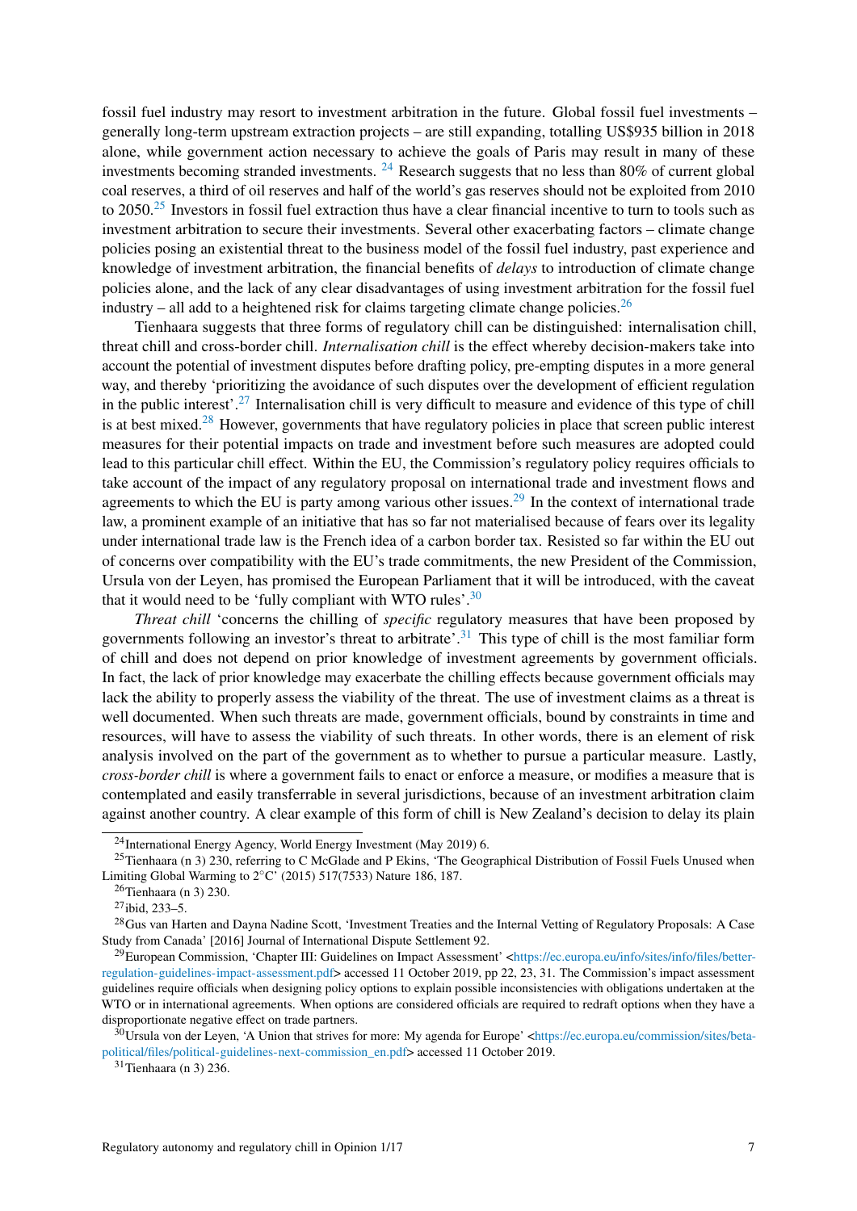fossil fuel industry may resort to investment arbitration in the future. Global fossil fuel investments – generally long-term upstream extraction projects – are still expanding, totalling US$935 billion in 2018 alone, while government action necessary to achieve the goals of Paris may result in many of these investments becoming stranded investments. [24] Research suggests that no less than 80% of current global coal reserves, a third of oil reserves and half of the world's gas reserves should not be exploited from 2010 to 2050.[25] Investors in fossil fuel extraction thus have a clear financial incentive to turn to tools such as investment arbitration to secure their investments. Several other exacerbating factors – climate change policies posing an existential threat to the business model of the fossil fuel industry, past experience and knowledge of investment arbitration, the financial benefits of *delays* to introduction of climate change policies alone, and the lack of any clear disadvantages of using investment arbitration for the fossil fuel industry – all add to a heightened risk for claims targeting climate change policies.[26]

Tienhaara suggests that three forms of regulatory chill can be distinguished: internalisation chill, threat chill and cross-border chill. *Internalisation chill* is the effect whereby decision-makers take into account the potential of investment disputes before drafting policy, pre-empting disputes in a more general way, and thereby 'prioritizing the avoidance of such disputes over the development of efficient regulation in the public interest'.[27] Internalisation chill is very difficult to measure and evidence of this type of chill is at best mixed.[28] However, governments that have regulatory policies in place that screen public interest measures for their potential impacts on trade and investment before such measures are adopted could lead to this particular chill effect. Within the EU, the Commission's regulatory policy requires officials to take account of the impact of any regulatory proposal on international trade and investment flows and agreements to which the EU is party among various other issues.[29] In the context of international trade law, a prominent example of an initiative that has so far not materialised because of fears over its legality under international trade law is the French idea of a carbon border tax. Resisted so far within the EU out of concerns over compatibility with the EU's trade commitments, the new President of the Commission, Ursula von der Leyen, has promised the European Parliament that it will be introduced, with the caveat that it would need to be 'fully compliant with WTO rules'.[30]

*Threat chill* 'concerns the chilling of *specific* regulatory measures that have been proposed by governments following an investor's threat to arbitrate'.[31] This type of chill is the most familiar form of chill and does not depend on prior knowledge of investment agreements by government officials. In fact, the lack of prior knowledge may exacerbate the chilling effects because government officials may lack the ability to properly assess the viability of the threat. The use of investment claims as a threat is well documented. When such threats are made, government officials, bound by constraints in time and resources, will have to assess the viability of such threats. In other words, there is an element of risk analysis involved on the part of the government as to whether to pursue a particular measure. Lastly, *cross-border chill* is where a government fails to enact or enforce a measure, or modifies a measure that is contemplated and easily transferrable in several jurisdictions, because of an investment arbitration claim against another country. A clear example of this form of chill is New Zealand's decision to delay its plain

---

[24] International Energy Agency, World Energy Investment (May 2019) 6.

[25] Tienhaara (n 3) 230, referring to C McGlade and P Ekins, 'The Geographical Distribution of Fossil Fuels Unused when Limiting Global Warming to 2°C' (2015) 517(7533) Nature 186, 187.

[26] Tienhaara (n 3) 230.

[27] ibid, 233–5.

[28] Gus van Harten and Dayna Nadine Scott, 'Investment Treaties and the Internal Vetting of Regulatory Proposals: A Case Study from Canada' [2016] Journal of International Dispute Settlement 92.

[29] European Commission, 'Chapter III: Guidelines on Impact Assessment' <https://ec.europa.eu/info/sites/info/files/better-regulation-guidelines-impact-assessment.pdf> accessed 11 October 2019, pp 22, 23, 31. The Commission's impact assessment guidelines require officials when designing policy options to explain possible inconsistencies with obligations undertaken at the WTO or in international agreements. When options are considered officials are required to redraft options when they have a disproportionate negative effect on trade partners.

[30] Ursula von der Leyen, 'A Union that strives for more: My agenda for Europe' <https://ec.europa.eu/commission/sites/beta-political/files/political-guidelines-next-commission_en.pdf> accessed 11 October 2019.

[31] Tienhaara (n 3) 236.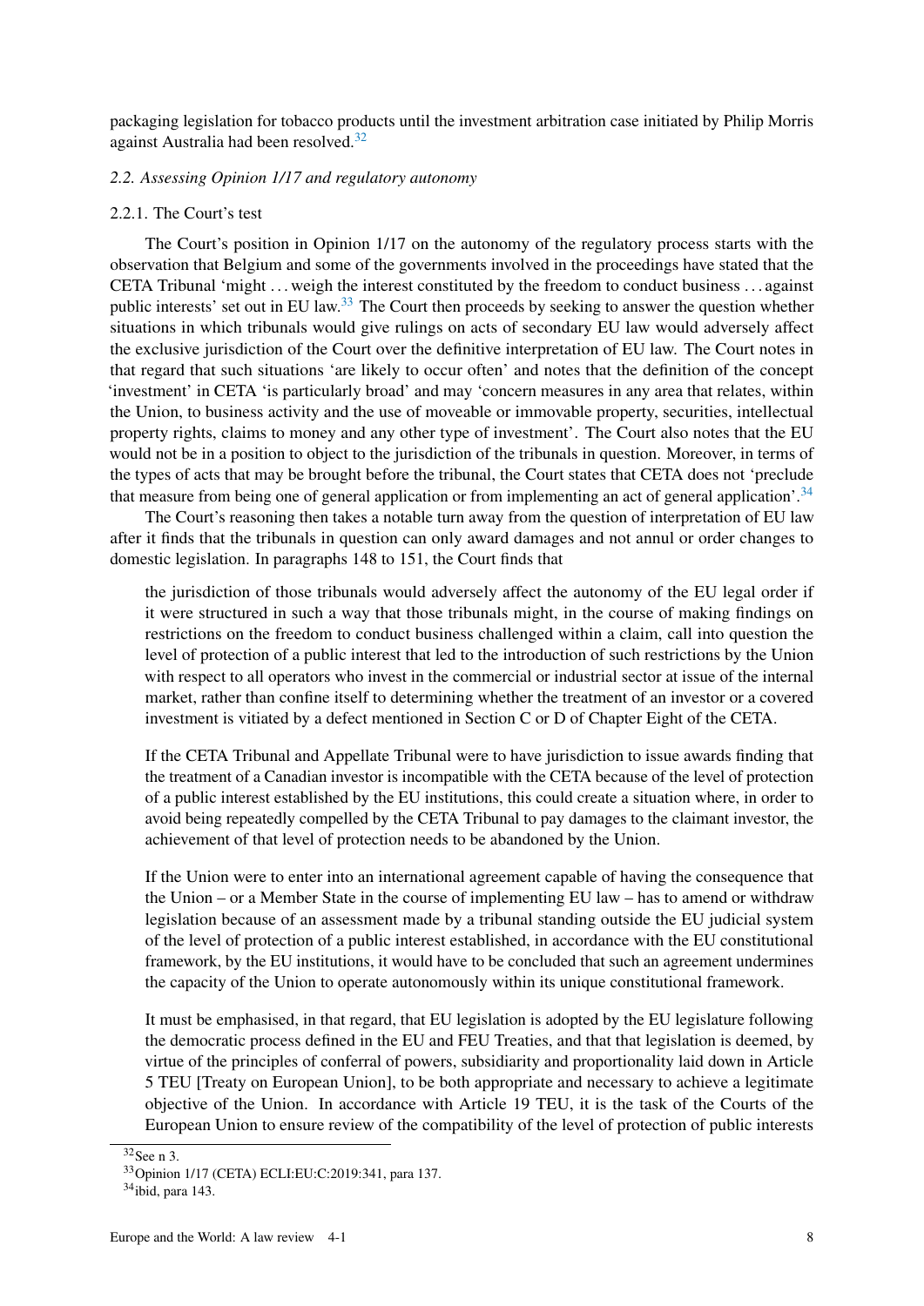packaging legislation for tobacco products until the investment arbitration case initiated by Philip Morris against Australia had been resolved.[32]

### *2.2. Assessing Opinion 1/17 and regulatory autonomy*

#### 2.2.1. The Court's test

The Court's position in Opinion 1/17 on the autonomy of the regulatory process starts with the observation that Belgium and some of the governments involved in the proceedings have stated that the CETA Tribunal 'might . . . weigh the interest constituted by the freedom to conduct business . . . against public interests' set out in EU law.[33] The Court then proceeds by seeking to answer the question whether situations in which tribunals would give rulings on acts of secondary EU law would adversely affect the exclusive jurisdiction of the Court over the definitive interpretation of EU law. The Court notes in that regard that such situations 'are likely to occur often' and notes that the definition of the concept 'investment' in CETA 'is particularly broad' and may 'concern measures in any area that relates, within the Union, to business activity and the use of moveable or immovable property, securities, intellectual property rights, claims to money and any other type of investment'. The Court also notes that the EU would not be in a position to object to the jurisdiction of the tribunals in question. Moreover, in terms of the types of acts that may be brought before the tribunal, the Court states that CETA does not 'preclude that measure from being one of general application or from implementing an act of general application'.[34]

The Court's reasoning then takes a notable turn away from the question of interpretation of EU law after it finds that the tribunals in question can only award damages and not annul or order changes to domestic legislation. In paragraphs 148 to 151, the Court finds that

> the jurisdiction of those tribunals would adversely affect the autonomy of the EU legal order if it were structured in such a way that those tribunals might, in the course of making findings on restrictions on the freedom to conduct business challenged within a claim, call into question the level of protection of a public interest that led to the introduction of such restrictions by the Union with respect to all operators who invest in the commercial or industrial sector at issue of the internal market, rather than confine itself to determining whether the treatment of an investor or a covered investment is vitiated by a defect mentioned in Section C or D of Chapter Eight of the CETA.
>
> If the CETA Tribunal and Appellate Tribunal were to have jurisdiction to issue awards finding that the treatment of a Canadian investor is incompatible with the CETA because of the level of protection of a public interest established by the EU institutions, this could create a situation where, in order to avoid being repeatedly compelled by the CETA Tribunal to pay damages to the claimant investor, the achievement of that level of protection needs to be abandoned by the Union.
>
> If the Union were to enter into an international agreement capable of having the consequence that the Union – or a Member State in the course of implementing EU law – has to amend or withdraw legislation because of an assessment made by a tribunal standing outside the EU judicial system of the level of protection of a public interest established, in accordance with the EU constitutional framework, by the EU institutions, it would have to be concluded that such an agreement undermines the capacity of the Union to operate autonomously within its unique constitutional framework.
>
> It must be emphasised, in that regard, that EU legislation is adopted by the EU legislature following the democratic process defined in the EU and FEU Treaties, and that that legislation is deemed, by virtue of the principles of conferral of powers, subsidiarity and proportionality laid down in Article 5 TEU [Treaty on European Union], to be both appropriate and necessary to achieve a legitimate objective of the Union. In accordance with Article 19 TEU, it is the task of the Courts of the European Union to ensure review of the compatibility of the level of protection of public interests

---

[32] See n 3.

[33] Opinion 1/17 (CETA) ECLI:EU:C:2019:341, para 137.

[34] ibid, para 143.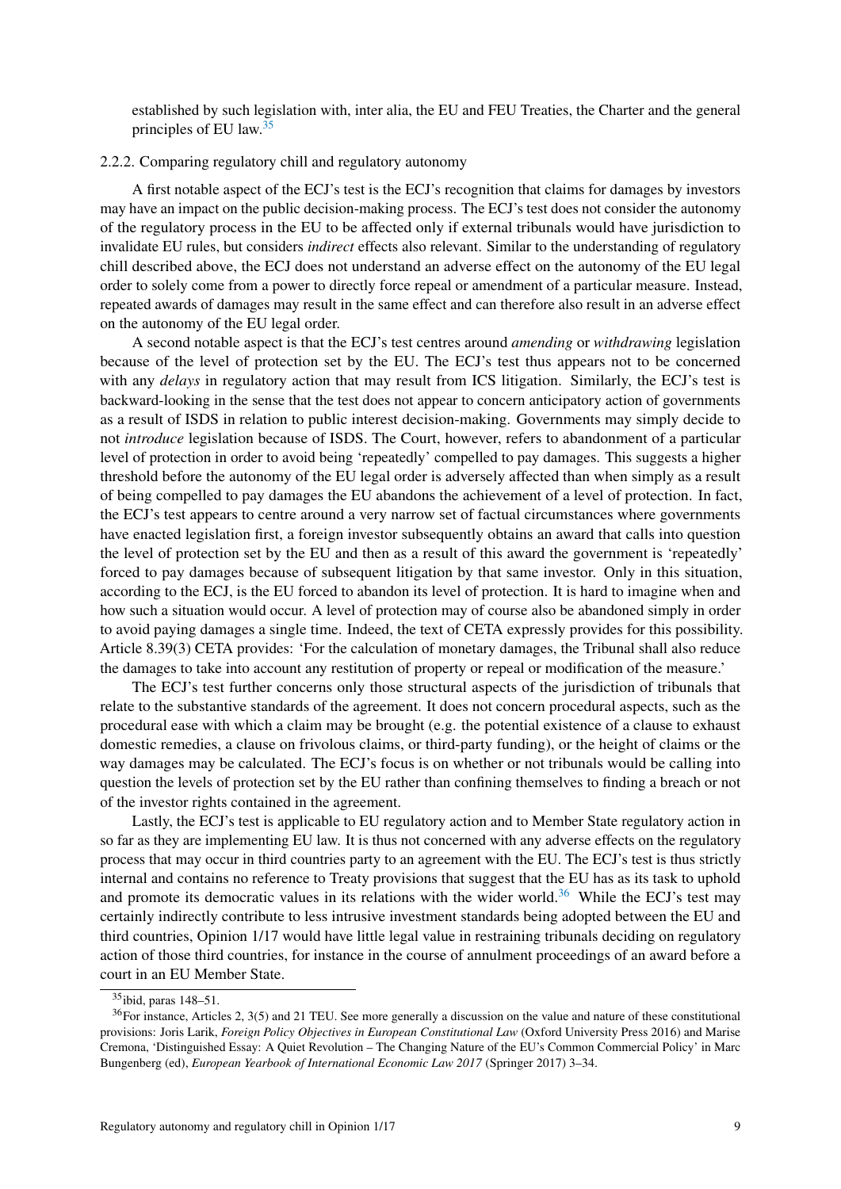established by such legislation with, inter alia, the EU and FEU Treaties, the Charter and the general principles of EU law.[35]

### 2.2.2. Comparing regulatory chill and regulatory autonomy

A first notable aspect of the ECJ's test is the ECJ's recognition that claims for damages by investors may have an impact on the public decision-making process. The ECJ's test does not consider the autonomy of the regulatory process in the EU to be affected only if external tribunals would have jurisdiction to invalidate EU rules, but considers *indirect* effects also relevant. Similar to the understanding of regulatory chill described above, the ECJ does not understand an adverse effect on the autonomy of the EU legal order to solely come from a power to directly force repeal or amendment of a particular measure. Instead, repeated awards of damages may result in the same effect and can therefore also result in an adverse effect on the autonomy of the EU legal order.

A second notable aspect is that the ECJ's test centres around *amending* or *withdrawing* legislation because of the level of protection set by the EU. The ECJ's test thus appears not to be concerned with any *delays* in regulatory action that may result from ICS litigation. Similarly, the ECJ's test is backward-looking in the sense that the test does not appear to concern anticipatory action of governments as a result of ISDS in relation to public interest decision-making. Governments may simply decide to not *introduce* legislation because of ISDS. The Court, however, refers to abandonment of a particular level of protection in order to avoid being 'repeatedly' compelled to pay damages. This suggests a higher threshold before the autonomy of the EU legal order is adversely affected than when simply as a result of being compelled to pay damages the EU abandons the achievement of a level of protection. In fact, the ECJ's test appears to centre around a very narrow set of factual circumstances where governments have enacted legislation first, a foreign investor subsequently obtains an award that calls into question the level of protection set by the EU and then as a result of this award the government is 'repeatedly' forced to pay damages because of subsequent litigation by that same investor. Only in this situation, according to the ECJ, is the EU forced to abandon its level of protection. It is hard to imagine when and how such a situation would occur. A level of protection may of course also be abandoned simply in order to avoid paying damages a single time. Indeed, the text of CETA expressly provides for this possibility. Article 8.39(3) CETA provides: 'For the calculation of monetary damages, the Tribunal shall also reduce the damages to take into account any restitution of property or repeal or modification of the measure.'

The ECJ's test further concerns only those structural aspects of the jurisdiction of tribunals that relate to the substantive standards of the agreement. It does not concern procedural aspects, such as the procedural ease with which a claim may be brought (e.g. the potential existence of a clause to exhaust domestic remedies, a clause on frivolous claims, or third-party funding), or the height of claims or the way damages may be calculated. The ECJ's focus is on whether or not tribunals would be calling into question the levels of protection set by the EU rather than confining themselves to finding a breach or not of the investor rights contained in the agreement.

Lastly, the ECJ's test is applicable to EU regulatory action and to Member State regulatory action in so far as they are implementing EU law. It is thus not concerned with any adverse effects on the regulatory process that may occur in third countries party to an agreement with the EU. The ECJ's test is thus strictly internal and contains no reference to Treaty provisions that suggest that the EU has as its task to uphold and promote its democratic values in its relations with the wider world.[36] While the ECJ's test may certainly indirectly contribute to less intrusive investment standards being adopted between the EU and third countries, Opinion 1/17 would have little legal value in restraining tribunals deciding on regulatory action of those third countries, for instance in the course of annulment proceedings of an award before a court in an EU Member State.

[35] ibid, paras 148–51.

[36] For instance, Articles 2, 3(5) and 21 TEU. See more generally a discussion on the value and nature of these constitutional provisions: Joris Larik, *Foreign Policy Objectives in European Constitutional Law* (Oxford University Press 2016) and Marise Cremona, 'Distinguished Essay: A Quiet Revolution – The Changing Nature of the EU's Common Commercial Policy' in Marc Bungenberg (ed), *European Yearbook of International Economic Law 2017* (Springer 2017) 3–34.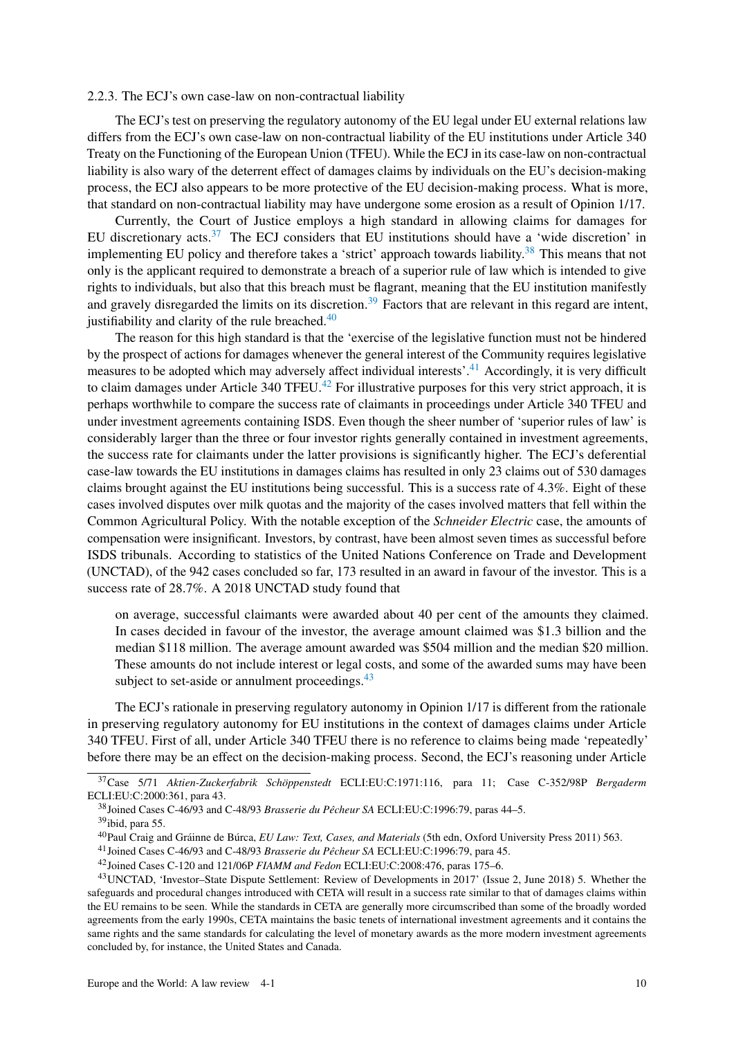### 2.2.3. The ECJ's own case-law on non-contractual liability

The ECJ's test on preserving the regulatory autonomy of the EU legal under EU external relations law differs from the ECJ's own case-law on non-contractual liability of the EU institutions under Article 340 Treaty on the Functioning of the European Union (TFEU). While the ECJ in its case-law on non-contractual liability is also wary of the deterrent effect of damages claims by individuals on the EU's decision-making process, the ECJ also appears to be more protective of the EU decision-making process. What is more, that standard on non-contractual liability may have undergone some erosion as a result of Opinion 1/17.

Currently, the Court of Justice employs a high standard in allowing claims for damages for EU discretionary acts.[37] The ECJ considers that EU institutions should have a 'wide discretion' in implementing EU policy and therefore takes a 'strict' approach towards liability.[38] This means that not only is the applicant required to demonstrate a breach of a superior rule of law which is intended to give rights to individuals, but also that this breach must be flagrant, meaning that the EU institution manifestly and gravely disregarded the limits on its discretion.[39] Factors that are relevant in this regard are intent, justifiability and clarity of the rule breached.[40]

The reason for this high standard is that the 'exercise of the legislative function must not be hindered by the prospect of actions for damages whenever the general interest of the Community requires legislative measures to be adopted which may adversely affect individual interests'.[41] Accordingly, it is very difficult to claim damages under Article 340 TFEU.[42] For illustrative purposes for this very strict approach, it is perhaps worthwhile to compare the success rate of claimants in proceedings under Article 340 TFEU and under investment agreements containing ISDS. Even though the sheer number of 'superior rules of law' is considerably larger than the three or four investor rights generally contained in investment agreements, the success rate for claimants under the latter provisions is significantly higher. The ECJ's deferential case-law towards the EU institutions in damages claims has resulted in only 23 claims out of 530 damages claims brought against the EU institutions being successful. This is a success rate of 4.3%. Eight of these cases involved disputes over milk quotas and the majority of the cases involved matters that fell within the Common Agricultural Policy. With the notable exception of the *Schneider Electric* case, the amounts of compensation were insignificant. Investors, by contrast, have been almost seven times as successful before ISDS tribunals. According to statistics of the United Nations Conference on Trade and Development (UNCTAD), of the 942 cases concluded so far, 173 resulted in an award in favour of the investor. This is a success rate of 28.7%. A 2018 UNCTAD study found that

> on average, successful claimants were awarded about 40 per cent of the amounts they claimed. In cases decided in favour of the investor, the average amount claimed was $1.3 billion and the median $118 million. The average amount awarded was $504 million and the median $20 million. These amounts do not include interest or legal costs, and some of the awarded sums may have been subject to set-aside or annulment proceedings.[43]

The ECJ's rationale in preserving regulatory autonomy in Opinion 1/17 is different from the rationale in preserving regulatory autonomy for EU institutions in the context of damages claims under Article 340 TFEU. First of all, under Article 340 TFEU there is no reference to claims being made 'repeatedly' before there may be an effect on the decision-making process. Second, the ECJ's reasoning under Article

---

[37] Case 5/71 *Aktien-Zuckerfabrik Schöppenstedt* ECLI:EU:C:1971:116, para 11; Case C-352/98P *Bergaderm* ECLI:EU:C:2000:361, para 43.

[38] Joined Cases C-46/93 and C-48/93 *Brasserie du Pêcheur SA* ECLI:EU:C:1996:79, paras 44–5.

[39] ibid, para 55.

[40] Paul Craig and Gráinne de Búrca, *EU Law: Text, Cases, and Materials* (5th edn, Oxford University Press 2011) 563.

[41] Joined Cases C-46/93 and C-48/93 *Brasserie du Pêcheur SA* ECLI:EU:C:1996:79, para 45.

[42] Joined Cases C-120 and 121/06P *FIAMM and Fedon* ECLI:EU:C:2008:476, paras 175–6.

[43] UNCTAD, 'Investor–State Dispute Settlement: Review of Developments in 2017' (Issue 2, June 2018) 5. Whether the safeguards and procedural changes introduced with CETA will result in a success rate similar to that of damages claims within the EU remains to be seen. While the standards in CETA are generally more circumscribed than some of the broadly worded agreements from the early 1990s, CETA maintains the basic tenets of international investment agreements and it contains the same rights and the same standards for calculating the level of monetary awards as the more modern investment agreements concluded by, for instance, the United States and Canada.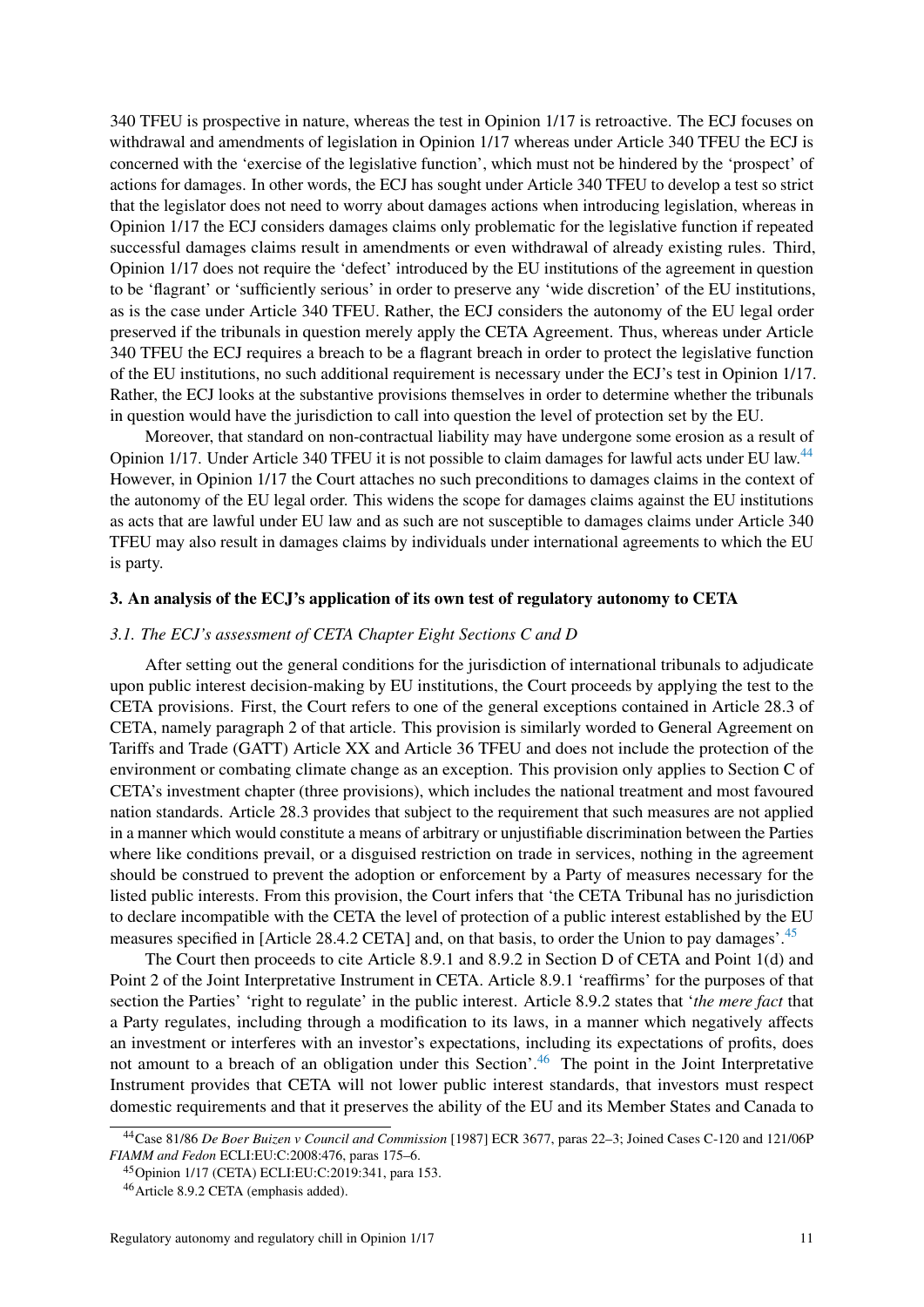340 TFEU is prospective in nature, whereas the test in Opinion 1/17 is retroactive. The ECJ focuses on withdrawal and amendments of legislation in Opinion 1/17 whereas under Article 340 TFEU the ECJ is concerned with the 'exercise of the legislative function', which must not be hindered by the 'prospect' of actions for damages. In other words, the ECJ has sought under Article 340 TFEU to develop a test so strict that the legislator does not need to worry about damages actions when introducing legislation, whereas in Opinion 1/17 the ECJ considers damages claims only problematic for the legislative function if repeated successful damages claims result in amendments or even withdrawal of already existing rules. Third, Opinion 1/17 does not require the 'defect' introduced by the EU institutions of the agreement in question to be 'flagrant' or 'sufficiently serious' in order to preserve any 'wide discretion' of the EU institutions, as is the case under Article 340 TFEU. Rather, the ECJ considers the autonomy of the EU legal order preserved if the tribunals in question merely apply the CETA Agreement. Thus, whereas under Article 340 TFEU the ECJ requires a breach to be a flagrant breach in order to protect the legislative function of the EU institutions, no such additional requirement is necessary under the ECJ's test in Opinion 1/17. Rather, the ECJ looks at the substantive provisions themselves in order to determine whether the tribunals in question would have the jurisdiction to call into question the level of protection set by the EU.

Moreover, that standard on non-contractual liability may have undergone some erosion as a result of Opinion 1/17. Under Article 340 TFEU it is not possible to claim damages for lawful acts under EU law.[44] However, in Opinion 1/17 the Court attaches no such preconditions to damages claims in the context of the autonomy of the EU legal order. This widens the scope for damages claims against the EU institutions as acts that are lawful under EU law and as such are not susceptible to damages claims under Article 340 TFEU may also result in damages claims by individuals under international agreements to which the EU is party.

## 3. An analysis of the ECJ's application of its own test of regulatory autonomy to CETA

### *3.1. The ECJ's assessment of CETA Chapter Eight Sections C and D*

After setting out the general conditions for the jurisdiction of international tribunals to adjudicate upon public interest decision-making by EU institutions, the Court proceeds by applying the test to the CETA provisions. First, the Court refers to one of the general exceptions contained in Article 28.3 of CETA, namely paragraph 2 of that article. This provision is similarly worded to General Agreement on Tariffs and Trade (GATT) Article XX and Article 36 TFEU and does not include the protection of the environment or combating climate change as an exception. This provision only applies to Section C of CETA's investment chapter (three provisions), which includes the national treatment and most favoured nation standards. Article 28.3 provides that subject to the requirement that such measures are not applied in a manner which would constitute a means of arbitrary or unjustifiable discrimination between the Parties where like conditions prevail, or a disguised restriction on trade in services, nothing in the agreement should be construed to prevent the adoption or enforcement by a Party of measures necessary for the listed public interests. From this provision, the Court infers that 'the CETA Tribunal has no jurisdiction to declare incompatible with the CETA the level of protection of a public interest established by the EU measures specified in [Article 28.4.2 CETA] and, on that basis, to order the Union to pay damages'.[45]

The Court then proceeds to cite Article 8.9.1 and 8.9.2 in Section D of CETA and Point 1(d) and Point 2 of the Joint Interpretative Instrument in CETA. Article 8.9.1 'reaffirms' for the purposes of that section the Parties' 'right to regulate' in the public interest. Article 8.9.2 states that '*the mere fact* that a Party regulates, including through a modification to its laws, in a manner which negatively affects an investment or interferes with an investor's expectations, including its expectations of profits, does not amount to a breach of an obligation under this Section'.[46] The point in the Joint Interpretative Instrument provides that CETA will not lower public interest standards, that investors must respect domestic requirements and that it preserves the ability of the EU and its Member States and Canada to

---

[44] Case 81/86 *De Boer Buizen v Council and Commission* [1987] ECR 3677, paras 22–3; Joined Cases C-120 and 121/06P *FIAMM and Fedon* ECLI:EU:C:2008:476, paras 175–6.

[45] Opinion 1/17 (CETA) ECLI:EU:C:2019:341, para 153.

[46] Article 8.9.2 CETA (emphasis added).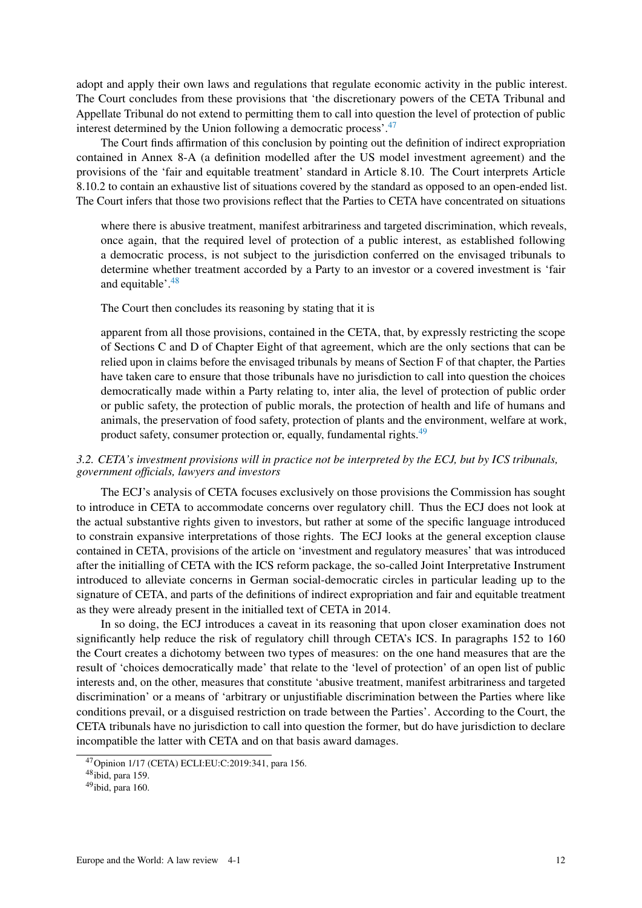adopt and apply their own laws and regulations that regulate economic activity in the public interest. The Court concludes from these provisions that 'the discretionary powers of the CETA Tribunal and Appellate Tribunal do not extend to permitting them to call into question the level of protection of public interest determined by the Union following a democratic process'.[47]

The Court finds affirmation of this conclusion by pointing out the definition of indirect expropriation contained in Annex 8-A (a definition modelled after the US model investment agreement) and the provisions of the 'fair and equitable treatment' standard in Article 8.10. The Court interprets Article 8.10.2 to contain an exhaustive list of situations covered by the standard as opposed to an open-ended list. The Court infers that those two provisions reflect that the Parties to CETA have concentrated on situations

> where there is abusive treatment, manifest arbitrariness and targeted discrimination, which reveals, once again, that the required level of protection of a public interest, as established following a democratic process, is not subject to the jurisdiction conferred on the envisaged tribunals to determine whether treatment accorded by a Party to an investor or a covered investment is 'fair and equitable'.[48]

The Court then concludes its reasoning by stating that it is

> apparent from all those provisions, contained in the CETA, that, by expressly restricting the scope of Sections C and D of Chapter Eight of that agreement, which are the only sections that can be relied upon in claims before the envisaged tribunals by means of Section F of that chapter, the Parties have taken care to ensure that those tribunals have no jurisdiction to call into question the choices democratically made within a Party relating to, inter alia, the level of protection of public order or public safety, the protection of public morals, the protection of health and life of humans and animals, the preservation of food safety, protection of plants and the environment, welfare at work, product safety, consumer protection or, equally, fundamental rights.[49]

### *3.2. CETA's investment provisions will in practice not be interpreted by the ECJ, but by ICS tribunals, government officials, lawyers and investors*

The ECJ's analysis of CETA focuses exclusively on those provisions the Commission has sought to introduce in CETA to accommodate concerns over regulatory chill. Thus the ECJ does not look at the actual substantive rights given to investors, but rather at some of the specific language introduced to constrain expansive interpretations of those rights. The ECJ looks at the general exception clause contained in CETA, provisions of the article on 'investment and regulatory measures' that was introduced after the initialling of CETA with the ICS reform package, the so-called Joint Interpretative Instrument introduced to alleviate concerns in German social-democratic circles in particular leading up to the signature of CETA, and parts of the definitions of indirect expropriation and fair and equitable treatment as they were already present in the initialled text of CETA in 2014.

In so doing, the ECJ introduces a caveat in its reasoning that upon closer examination does not significantly help reduce the risk of regulatory chill through CETA's ICS. In paragraphs 152 to 160 the Court creates a dichotomy between two types of measures: on the one hand measures that are the result of 'choices democratically made' that relate to the 'level of protection' of an open list of public interests and, on the other, measures that constitute 'abusive treatment, manifest arbitrariness and targeted discrimination' or a means of 'arbitrary or unjustifiable discrimination between the Parties where like conditions prevail, or a disguised restriction on trade between the Parties'. According to the Court, the CETA tribunals have no jurisdiction to call into question the former, but do have jurisdiction to declare incompatible the latter with CETA and on that basis award damages.

---

[47] Opinion 1/17 (CETA) ECLI:EU:C:2019:341, para 156.

[48] ibid, para 159.

[49] ibid, para 160.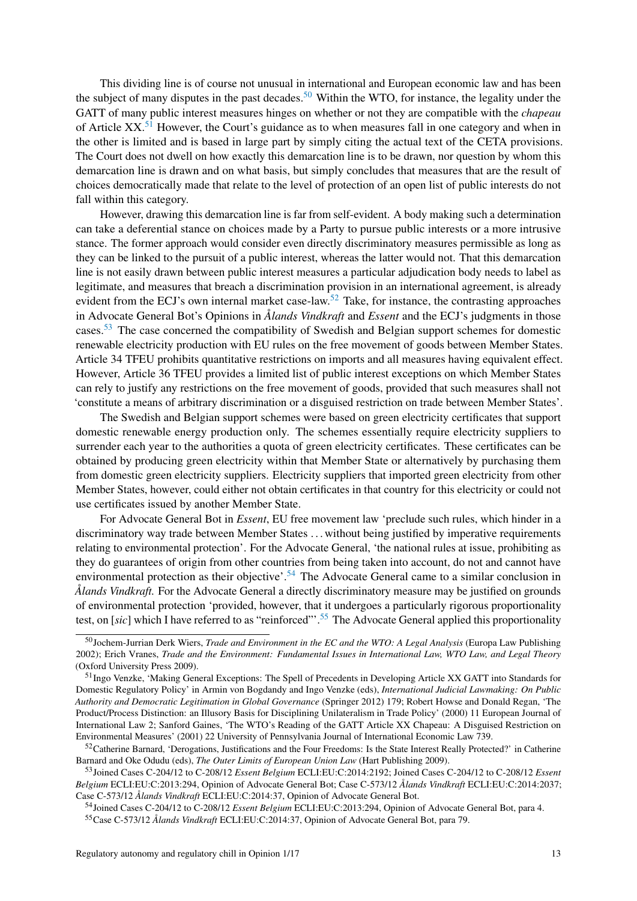This dividing line is of course not unusual in international and European economic law and has been the subject of many disputes in the past decades.[50] Within the WTO, for instance, the legality under the GATT of many public interest measures hinges on whether or not they are compatible with the *chapeau* of Article XX.[51] However, the Court's guidance as to when measures fall in one category and when in the other is limited and is based in large part by simply citing the actual text of the CETA provisions. The Court does not dwell on how exactly this demarcation line is to be drawn, nor question by whom this demarcation line is drawn and on what basis, but simply concludes that measures that are the result of choices democratically made that relate to the level of protection of an open list of public interests do not fall within this category.

However, drawing this demarcation line is far from self-evident. A body making such a determination can take a deferential stance on choices made by a Party to pursue public interests or a more intrusive stance. The former approach would consider even directly discriminatory measures permissible as long as they can be linked to the pursuit of a public interest, whereas the latter would not. That this demarcation line is not easily drawn between public interest measures a particular adjudication body needs to label as legitimate, and measures that breach a discrimination provision in an international agreement, is already evident from the ECJ's own internal market case-law.[52] Take, for instance, the contrasting approaches in Advocate General Bot's Opinions in *Ålands Vindkraft* and *Essent* and the ECJ's judgments in those cases.[53] The case concerned the compatibility of Swedish and Belgian support schemes for domestic renewable electricity production with EU rules on the free movement of goods between Member States. Article 34 TFEU prohibits quantitative restrictions on imports and all measures having equivalent effect. However, Article 36 TFEU provides a limited list of public interest exceptions on which Member States can rely to justify any restrictions on the free movement of goods, provided that such measures shall not 'constitute a means of arbitrary discrimination or a disguised restriction on trade between Member States'.

The Swedish and Belgian support schemes were based on green electricity certificates that support domestic renewable energy production only. The schemes essentially require electricity suppliers to surrender each year to the authorities a quota of green electricity certificates. These certificates can be obtained by producing green electricity within that Member State or alternatively by purchasing them from domestic green electricity suppliers. Electricity suppliers that imported green electricity from other Member States, however, could either not obtain certificates in that country for this electricity or could not use certificates issued by another Member State.

For Advocate General Bot in *Essent*, EU free movement law 'preclude such rules, which hinder in a discriminatory way trade between Member States . . . without being justified by imperative requirements relating to environmental protection'. For the Advocate General, 'the national rules at issue, prohibiting as they do guarantees of origin from other countries from being taken into account, do not and cannot have environmental protection as their objective'.[54] The Advocate General came to a similar conclusion in *Ålands Vindkraft.* For the Advocate General a directly discriminatory measure may be justified on grounds of environmental protection 'provided, however, that it undergoes a particularly rigorous proportionality test, on [*sic*] which I have referred to as "reinforced"'.[55] The Advocate General applied this proportionality

---

[50] Jochem-Jurrian Derk Wiers, *Trade and Environment in the EC and the WTO: A Legal Analysis* (Europa Law Publishing 2002); Erich Vranes, *Trade and the Environment: Fundamental Issues in International Law, WTO Law, and Legal Theory* (Oxford University Press 2009).

[51] Ingo Venzke, 'Making General Exceptions: The Spell of Precedents in Developing Article XX GATT into Standards for Domestic Regulatory Policy' in Armin von Bogdandy and Ingo Venzke (eds), *International Judicial Lawmaking: On Public Authority and Democratic Legitimation in Global Governance* (Springer 2012) 179; Robert Howse and Donald Regan, 'The Product/Process Distinction: an Illusory Basis for Disciplining Unilateralism in Trade Policy' (2000) 11 European Journal of International Law 2; Sanford Gaines, 'The WTO's Reading of the GATT Article XX Chapeau: A Disguised Restriction on Environmental Measures' (2001) 22 University of Pennsylvania Journal of International Economic Law 739.

[52] Catherine Barnard, 'Derogations, Justifications and the Four Freedoms: Is the State Interest Really Protected?' in Catherine Barnard and Oke Odudu (eds), *The Outer Limits of European Union Law* (Hart Publishing 2009).

[53] Joined Cases C-204/12 to C-208/12 *Essent Belgium* ECLI:EU:C:2014:2192; Joined Cases C-204/12 to C-208/12 *Essent Belgium* ECLI:EU:C:2013:294, Opinion of Advocate General Bot; Case C-573/12 *Ålands Vindkraft* ECLI:EU:C:2014:2037; Case C-573/12 *Ålands Vindkraft* ECLI:EU:C:2014:37, Opinion of Advocate General Bot.

[54] Joined Cases C-204/12 to C-208/12 *Essent Belgium* ECLI:EU:C:2013:294, Opinion of Advocate General Bot, para 4.

[55] Case C-573/12 *Ålands Vindkraft* ECLI:EU:C:2014:37, Opinion of Advocate General Bot, para 79.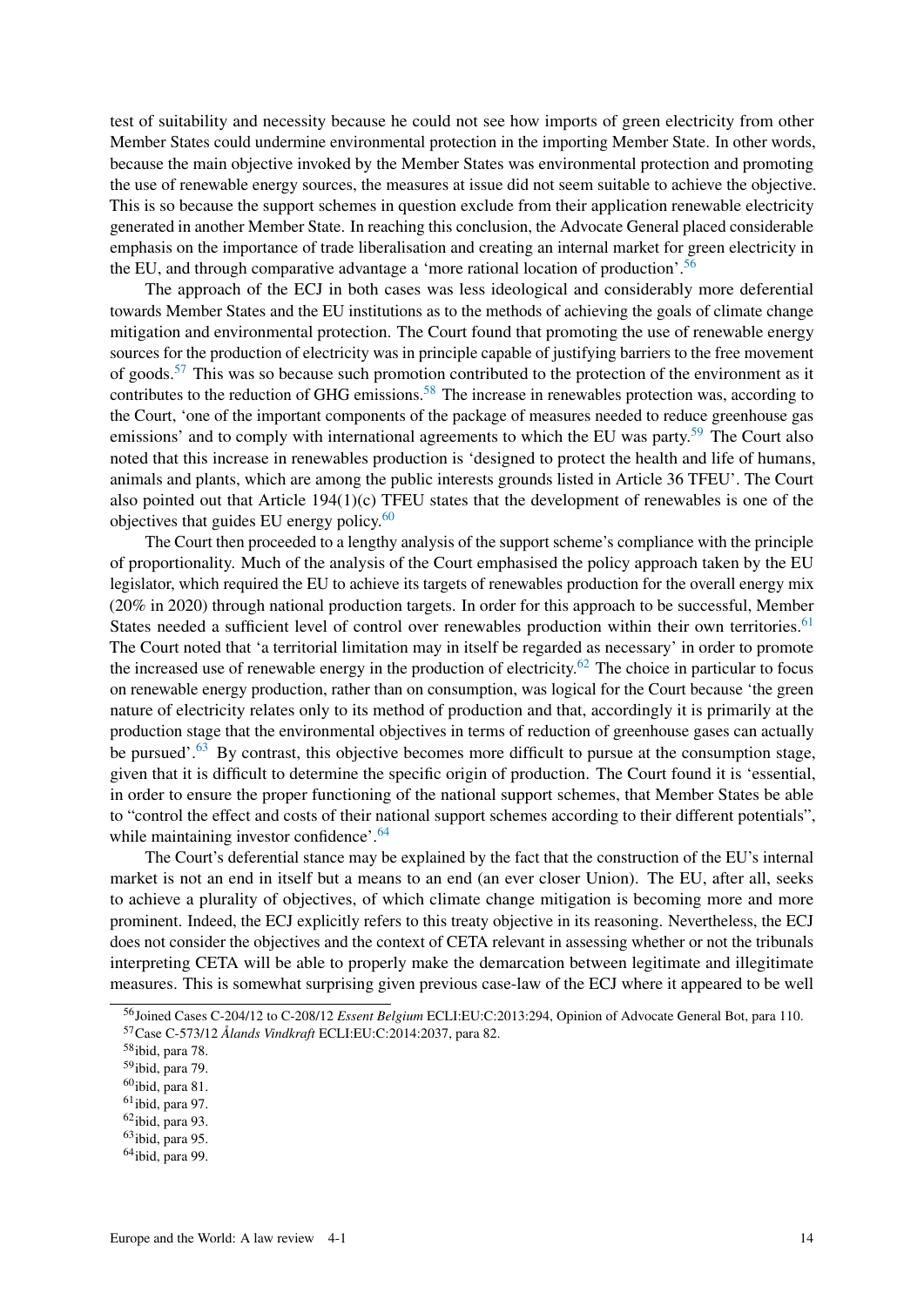test of suitability and necessity because he could not see how imports of green electricity from other Member States could undermine environmental protection in the importing Member State. In other words, because the main objective invoked by the Member States was environmental protection and promoting the use of renewable energy sources, the measures at issue did not seem suitable to achieve the objective. This is so because the support schemes in question exclude from their application renewable electricity generated in another Member State. In reaching this conclusion, the Advocate General placed considerable emphasis on the importance of trade liberalisation and creating an internal market for green electricity in the EU, and through comparative advantage a 'more rational location of production'.[56]

The approach of the ECJ in both cases was less ideological and considerably more deferential towards Member States and the EU institutions as to the methods of achieving the goals of climate change mitigation and environmental protection. The Court found that promoting the use of renewable energy sources for the production of electricity was in principle capable of justifying barriers to the free movement of goods.[57] This was so because such promotion contributed to the protection of the environment as it contributes to the reduction of GHG emissions.[58] The increase in renewables protection was, according to the Court, 'one of the important components of the package of measures needed to reduce greenhouse gas emissions' and to comply with international agreements to which the EU was party.[59] The Court also noted that this increase in renewables production is 'designed to protect the health and life of humans, animals and plants, which are among the public interests grounds listed in Article 36 TFEU'. The Court also pointed out that Article 194(1)(c) TFEU states that the development of renewables is one of the objectives that guides EU energy policy.[60]

The Court then proceeded to a lengthy analysis of the support scheme's compliance with the principle of proportionality. Much of the analysis of the Court emphasised the policy approach taken by the EU legislator, which required the EU to achieve its targets of renewables production for the overall energy mix (20% in 2020) through national production targets. In order for this approach to be successful, Member States needed a sufficient level of control over renewables production within their own territories.[61] The Court noted that 'a territorial limitation may in itself be regarded as necessary' in order to promote the increased use of renewable energy in the production of electricity.[62] The choice in particular to focus on renewable energy production, rather than on consumption, was logical for the Court because 'the green nature of electricity relates only to its method of production and that, accordingly it is primarily at the production stage that the environmental objectives in terms of reduction of greenhouse gases can actually be pursued'.[63] By contrast, this objective becomes more difficult to pursue at the consumption stage, given that it is difficult to determine the specific origin of production. The Court found it is 'essential, in order to ensure the proper functioning of the national support schemes, that Member States be able to "control the effect and costs of their national support schemes according to their different potentials", while maintaining investor confidence'.[64]

The Court's deferential stance may be explained by the fact that the construction of the EU's internal market is not an end in itself but a means to an end (an ever closer Union). The EU, after all, seeks to achieve a plurality of objectives, of which climate change mitigation is becoming more and more prominent. Indeed, the ECJ explicitly refers to this treaty objective in its reasoning. Nevertheless, the ECJ does not consider the objectives and the context of CETA relevant in assessing whether or not the tribunals interpreting CETA will be able to properly make the demarcation between legitimate and illegitimate measures. This is somewhat surprising given previous case-law of the ECJ where it appeared to be well

---

[56] Joined Cases C-204/12 to C-208/12 *Essent Belgium* ECLI:EU:C:2013:294, Opinion of Advocate General Bot, para 110.

[57] Case C-573/12 *Ålands Vindkraft* ECLI:EU:C:2014:2037, para 82.

[58] ibid, para 78.

[59] ibid, para 79.

[60] ibid, para 81.

[61] ibid, para 97.

[62] ibid, para 93.

[63] ibid, para 95.

[64] ibid, para 99.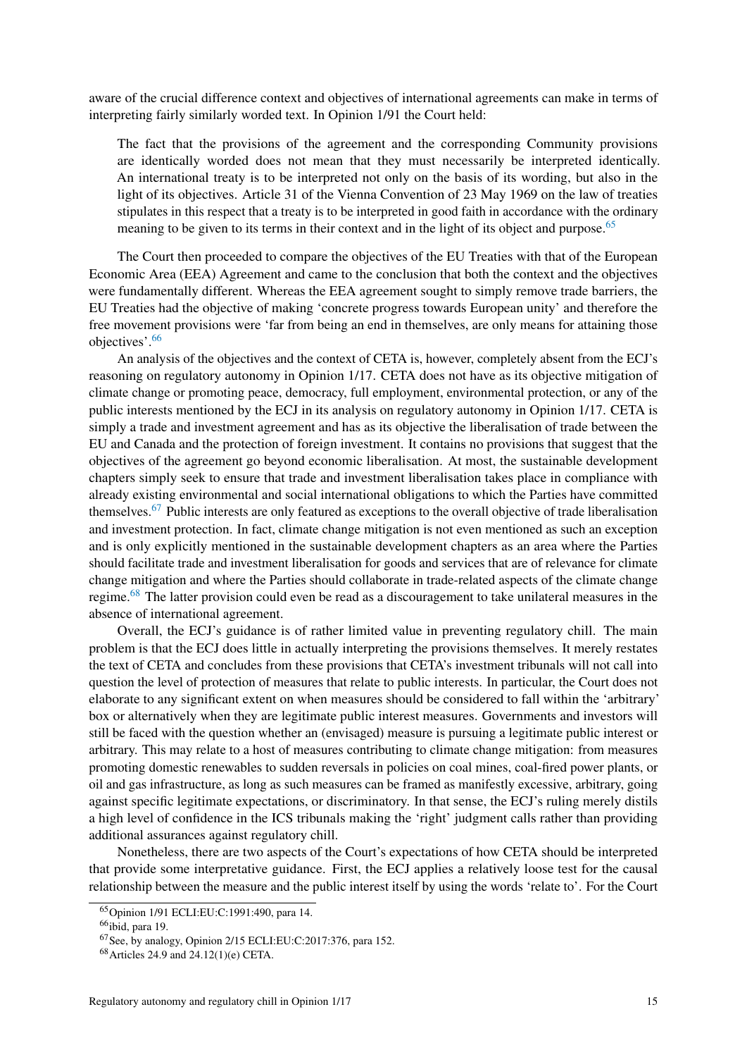aware of the crucial difference context and objectives of international agreements can make in terms of interpreting fairly similarly worded text. In Opinion 1/91 the Court held:

> The fact that the provisions of the agreement and the corresponding Community provisions are identically worded does not mean that they must necessarily be interpreted identically. An international treaty is to be interpreted not only on the basis of its wording, but also in the light of its objectives. Article 31 of the Vienna Convention of 23 May 1969 on the law of treaties stipulates in this respect that a treaty is to be interpreted in good faith in accordance with the ordinary meaning to be given to its terms in their context and in the light of its object and purpose.[65]

The Court then proceeded to compare the objectives of the EU Treaties with that of the European Economic Area (EEA) Agreement and came to the conclusion that both the context and the objectives were fundamentally different. Whereas the EEA agreement sought to simply remove trade barriers, the EU Treaties had the objective of making 'concrete progress towards European unity' and therefore the free movement provisions were 'far from being an end in themselves, are only means for attaining those objectives'.[66]

An analysis of the objectives and the context of CETA is, however, completely absent from the ECJ's reasoning on regulatory autonomy in Opinion 1/17. CETA does not have as its objective mitigation of climate change or promoting peace, democracy, full employment, environmental protection, or any of the public interests mentioned by the ECJ in its analysis on regulatory autonomy in Opinion 1/17. CETA is simply a trade and investment agreement and has as its objective the liberalisation of trade between the EU and Canada and the protection of foreign investment. It contains no provisions that suggest that the objectives of the agreement go beyond economic liberalisation. At most, the sustainable development chapters simply seek to ensure that trade and investment liberalisation takes place in compliance with already existing environmental and social international obligations to which the Parties have committed themselves.[67] Public interests are only featured as exceptions to the overall objective of trade liberalisation and investment protection. In fact, climate change mitigation is not even mentioned as such an exception and is only explicitly mentioned in the sustainable development chapters as an area where the Parties should facilitate trade and investment liberalisation for goods and services that are of relevance for climate change mitigation and where the Parties should collaborate in trade-related aspects of the climate change regime.[68] The latter provision could even be read as a discouragement to take unilateral measures in the absence of international agreement.

Overall, the ECJ's guidance is of rather limited value in preventing regulatory chill. The main problem is that the ECJ does little in actually interpreting the provisions themselves. It merely restates the text of CETA and concludes from these provisions that CETA's investment tribunals will not call into question the level of protection of measures that relate to public interests. In particular, the Court does not elaborate to any significant extent on when measures should be considered to fall within the 'arbitrary' box or alternatively when they are legitimate public interest measures. Governments and investors will still be faced with the question whether an (envisaged) measure is pursuing a legitimate public interest or arbitrary. This may relate to a host of measures contributing to climate change mitigation: from measures promoting domestic renewables to sudden reversals in policies on coal mines, coal-fired power plants, or oil and gas infrastructure, as long as such measures can be framed as manifestly excessive, arbitrary, going against specific legitimate expectations, or discriminatory. In that sense, the ECJ's ruling merely distils a high level of confidence in the ICS tribunals making the 'right' judgment calls rather than providing additional assurances against regulatory chill.

Nonetheless, there are two aspects of the Court's expectations of how CETA should be interpreted that provide some interpretative guidance. First, the ECJ applies a relatively loose test for the causal relationship between the measure and the public interest itself by using the words 'relate to'. For the Court

[65] Opinion 1/91 ECLI:EU:C:1991:490, para 14.

[66] ibid, para 19.

[67] See, by analogy, Opinion 2/15 ECLI:EU:C:2017:376, para 152.

[68] Articles 24.9 and 24.12(1)(e) CETA.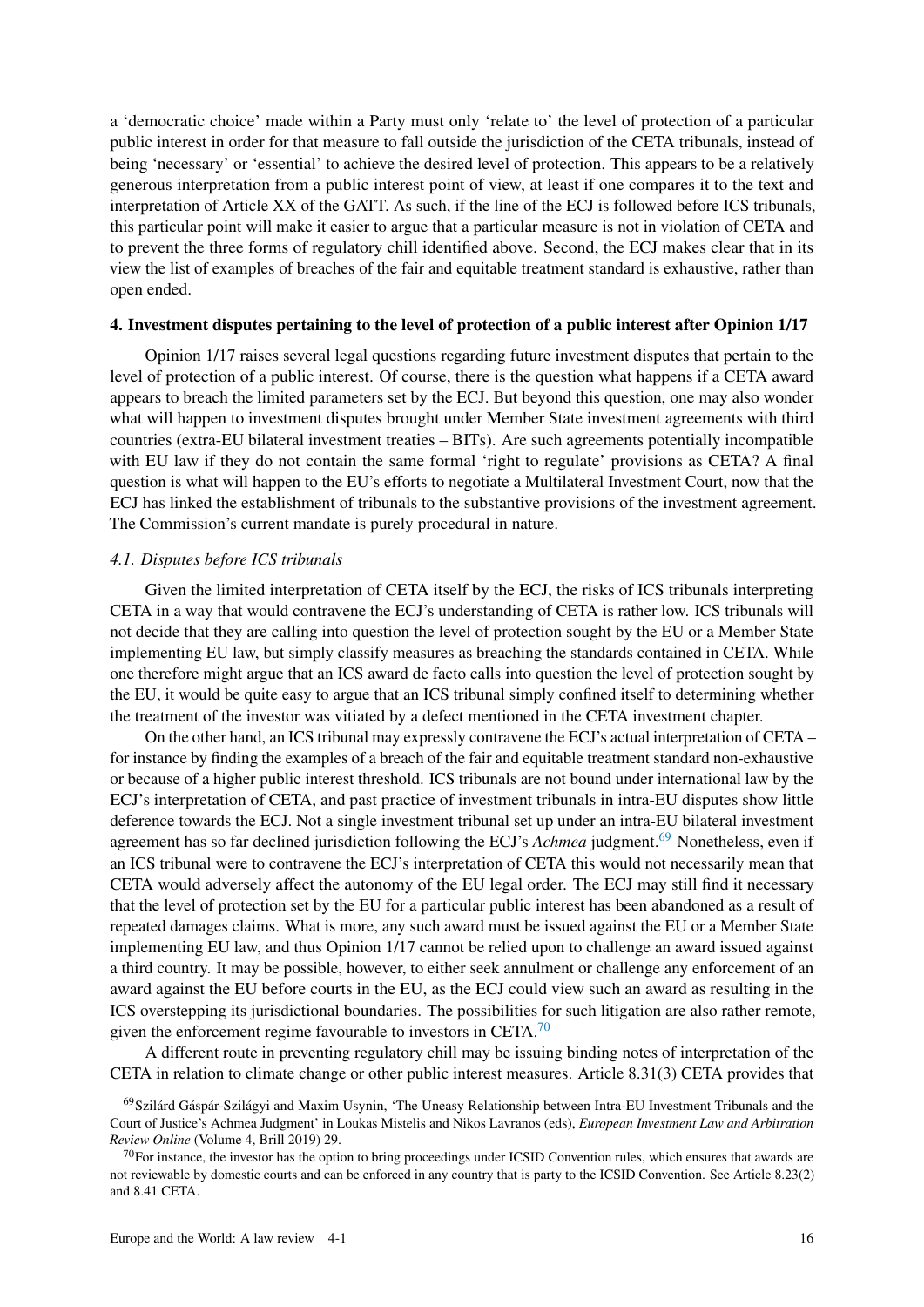a 'democratic choice' made within a Party must only 'relate to' the level of protection of a particular public interest in order for that measure to fall outside the jurisdiction of the CETA tribunals, instead of being 'necessary' or 'essential' to achieve the desired level of protection. This appears to be a relatively generous interpretation from a public interest point of view, at least if one compares it to the text and interpretation of Article XX of the GATT. As such, if the line of the ECJ is followed before ICS tribunals, this particular point will make it easier to argue that a particular measure is not in violation of CETA and to prevent the three forms of regulatory chill identified above. Second, the ECJ makes clear that in its view the list of examples of breaches of the fair and equitable treatment standard is exhaustive, rather than open ended.

## 4. Investment disputes pertaining to the level of protection of a public interest after Opinion 1/17

Opinion 1/17 raises several legal questions regarding future investment disputes that pertain to the level of protection of a public interest. Of course, there is the question what happens if a CETA award appears to breach the limited parameters set by the ECJ. But beyond this question, one may also wonder what will happen to investment disputes brought under Member State investment agreements with third countries (extra-EU bilateral investment treaties – BITs). Are such agreements potentially incompatible with EU law if they do not contain the same formal 'right to regulate' provisions as CETA? A final question is what will happen to the EU's efforts to negotiate a Multilateral Investment Court, now that the ECJ has linked the establishment of tribunals to the substantive provisions of the investment agreement. The Commission's current mandate is purely procedural in nature.

### *4.1. Disputes before ICS tribunals*

Given the limited interpretation of CETA itself by the ECJ, the risks of ICS tribunals interpreting CETA in a way that would contravene the ECJ's understanding of CETA is rather low. ICS tribunals will not decide that they are calling into question the level of protection sought by the EU or a Member State implementing EU law, but simply classify measures as breaching the standards contained in CETA. While one therefore might argue that an ICS award de facto calls into question the level of protection sought by the EU, it would be quite easy to argue that an ICS tribunal simply confined itself to determining whether the treatment of the investor was vitiated by a defect mentioned in the CETA investment chapter.

On the other hand, an ICS tribunal may expressly contravene the ECJ's actual interpretation of CETA – for instance by finding the examples of a breach of the fair and equitable treatment standard non-exhaustive or because of a higher public interest threshold. ICS tribunals are not bound under international law by the ECJ's interpretation of CETA, and past practice of investment tribunals in intra-EU disputes show little deference towards the ECJ. Not a single investment tribunal set up under an intra-EU bilateral investment agreement has so far declined jurisdiction following the ECJ's *Achmea* judgment.[69] Nonetheless, even if an ICS tribunal were to contravene the ECJ's interpretation of CETA this would not necessarily mean that CETA would adversely affect the autonomy of the EU legal order. The ECJ may still find it necessary that the level of protection set by the EU for a particular public interest has been abandoned as a result of repeated damages claims. What is more, any such award must be issued against the EU or a Member State implementing EU law, and thus Opinion 1/17 cannot be relied upon to challenge an award issued against a third country. It may be possible, however, to either seek annulment or challenge any enforcement of an award against the EU before courts in the EU, as the ECJ could view such an award as resulting in the ICS overstepping its jurisdictional boundaries. The possibilities for such litigation are also rather remote, given the enforcement regime favourable to investors in CETA.[70]

A different route in preventing regulatory chill may be issuing binding notes of interpretation of the CETA in relation to climate change or other public interest measures. Article 8.31(3) CETA provides that

[69] Szilárd Gáspár-Szilágyi and Maxim Usynin, 'The Uneasy Relationship between Intra-EU Investment Tribunals and the Court of Justice's Achmea Judgment' in Loukas Mistelis and Nikos Lavranos (eds), *European Investment Law and Arbitration Review Online* (Volume 4, Brill 2019) 29.

[70] For instance, the investor has the option to bring proceedings under ICSID Convention rules, which ensures that awards are not reviewable by domestic courts and can be enforced in any country that is party to the ICSID Convention. See Article 8.23(2) and 8.41 CETA.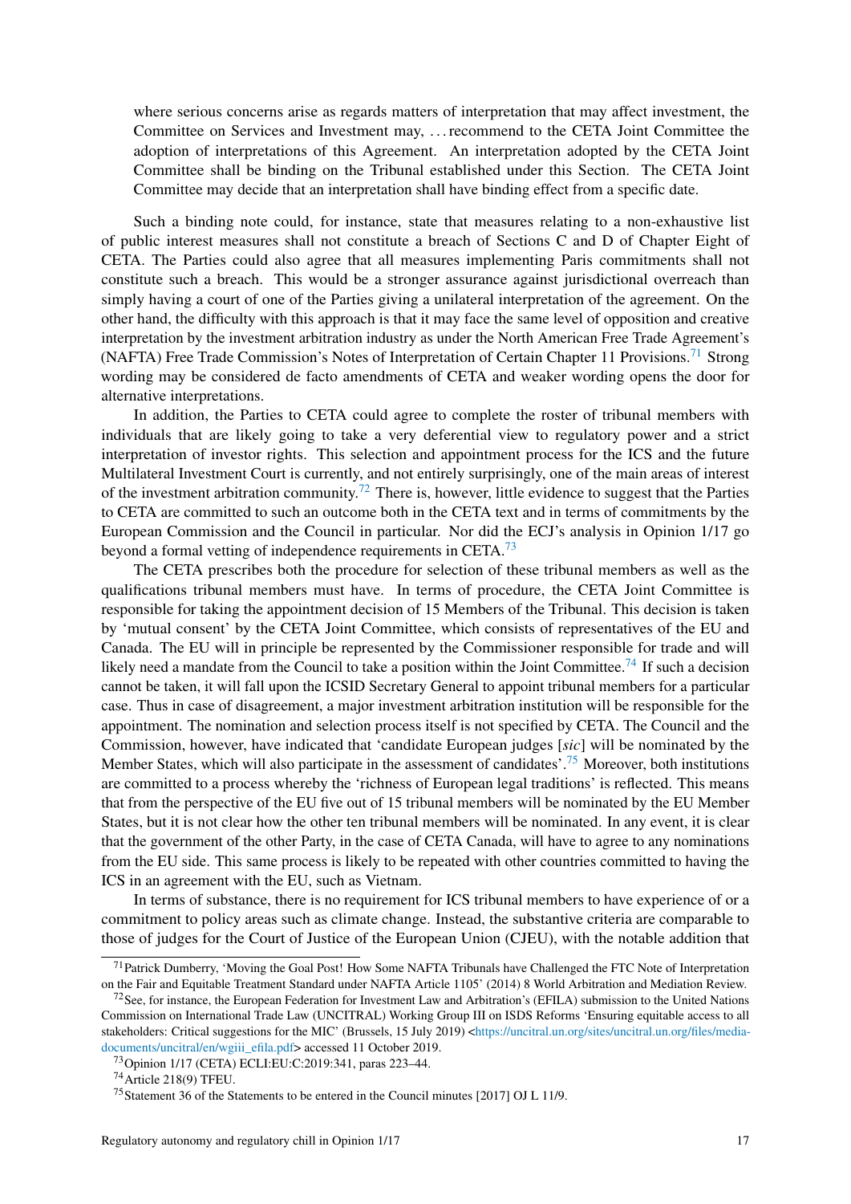> where serious concerns arise as regards matters of interpretation that may affect investment, the Committee on Services and Investment may, . . . recommend to the CETA Joint Committee the adoption of interpretations of this Agreement. An interpretation adopted by the CETA Joint Committee shall be binding on the Tribunal established under this Section. The CETA Joint Committee may decide that an interpretation shall have binding effect from a specific date.

Such a binding note could, for instance, state that measures relating to a non-exhaustive list of public interest measures shall not constitute a breach of Sections C and D of Chapter Eight of CETA. The Parties could also agree that all measures implementing Paris commitments shall not constitute such a breach. This would be a stronger assurance against jurisdictional overreach than simply having a court of one of the Parties giving a unilateral interpretation of the agreement. On the other hand, the difficulty with this approach is that it may face the same level of opposition and creative interpretation by the investment arbitration industry as under the North American Free Trade Agreement's (NAFTA) Free Trade Commission's Notes of Interpretation of Certain Chapter 11 Provisions.[71] Strong wording may be considered de facto amendments of CETA and weaker wording opens the door for alternative interpretations.

In addition, the Parties to CETA could agree to complete the roster of tribunal members with individuals that are likely going to take a very deferential view to regulatory power and a strict interpretation of investor rights. This selection and appointment process for the ICS and the future Multilateral Investment Court is currently, and not entirely surprisingly, one of the main areas of interest of the investment arbitration community.[72] There is, however, little evidence to suggest that the Parties to CETA are committed to such an outcome both in the CETA text and in terms of commitments by the European Commission and the Council in particular. Nor did the ECJ's analysis in Opinion 1/17 go beyond a formal vetting of independence requirements in CETA.[73]

The CETA prescribes both the procedure for selection of these tribunal members as well as the qualifications tribunal members must have. In terms of procedure, the CETA Joint Committee is responsible for taking the appointment decision of 15 Members of the Tribunal. This decision is taken by 'mutual consent' by the CETA Joint Committee, which consists of representatives of the EU and Canada. The EU will in principle be represented by the Commissioner responsible for trade and will likely need a mandate from the Council to take a position within the Joint Committee.[74] If such a decision cannot be taken, it will fall upon the ICSID Secretary General to appoint tribunal members for a particular case. Thus in case of disagreement, a major investment arbitration institution will be responsible for the appointment. The nomination and selection process itself is not specified by CETA. The Council and the Commission, however, have indicated that 'candidate European judges [*sic*] will be nominated by the Member States, which will also participate in the assessment of candidates'.[75] Moreover, both institutions are committed to a process whereby the 'richness of European legal traditions' is reflected. This means that from the perspective of the EU five out of 15 tribunal members will be nominated by the EU Member States, but it is not clear how the other ten tribunal members will be nominated. In any event, it is clear that the government of the other Party, in the case of CETA Canada, will have to agree to any nominations from the EU side. This same process is likely to be repeated with other countries committed to having the ICS in an agreement with the EU, such as Vietnam.

In terms of substance, there is no requirement for ICS tribunal members to have experience of or a commitment to policy areas such as climate change. Instead, the substantive criteria are comparable to those of judges for the Court of Justice of the European Union (CJEU), with the notable addition that

---

[71] Patrick Dumberry, 'Moving the Goal Post! How Some NAFTA Tribunals have Challenged the FTC Note of Interpretation on the Fair and Equitable Treatment Standard under NAFTA Article 1105' (2014) 8 World Arbitration and Mediation Review.

[72] See, for instance, the European Federation for Investment Law and Arbitration's (EFILA) submission to the United Nations Commission on International Trade Law (UNCITRAL) Working Group III on ISDS Reforms 'Ensuring equitable access to all stakeholders: Critical suggestions for the MIC' (Brussels, 15 July 2019) <https://uncitral.un.org/sites/uncitral.un.org/files/media-documents/uncitral/en/wgiii_efila.pdf> accessed 11 October 2019.

[73] Opinion 1/17 (CETA) ECLI:EU:C:2019:341, paras 223–44.

[74] Article 218(9) TFEU.

[75] Statement 36 of the Statements to be entered in the Council minutes [2017] OJ L 11/9.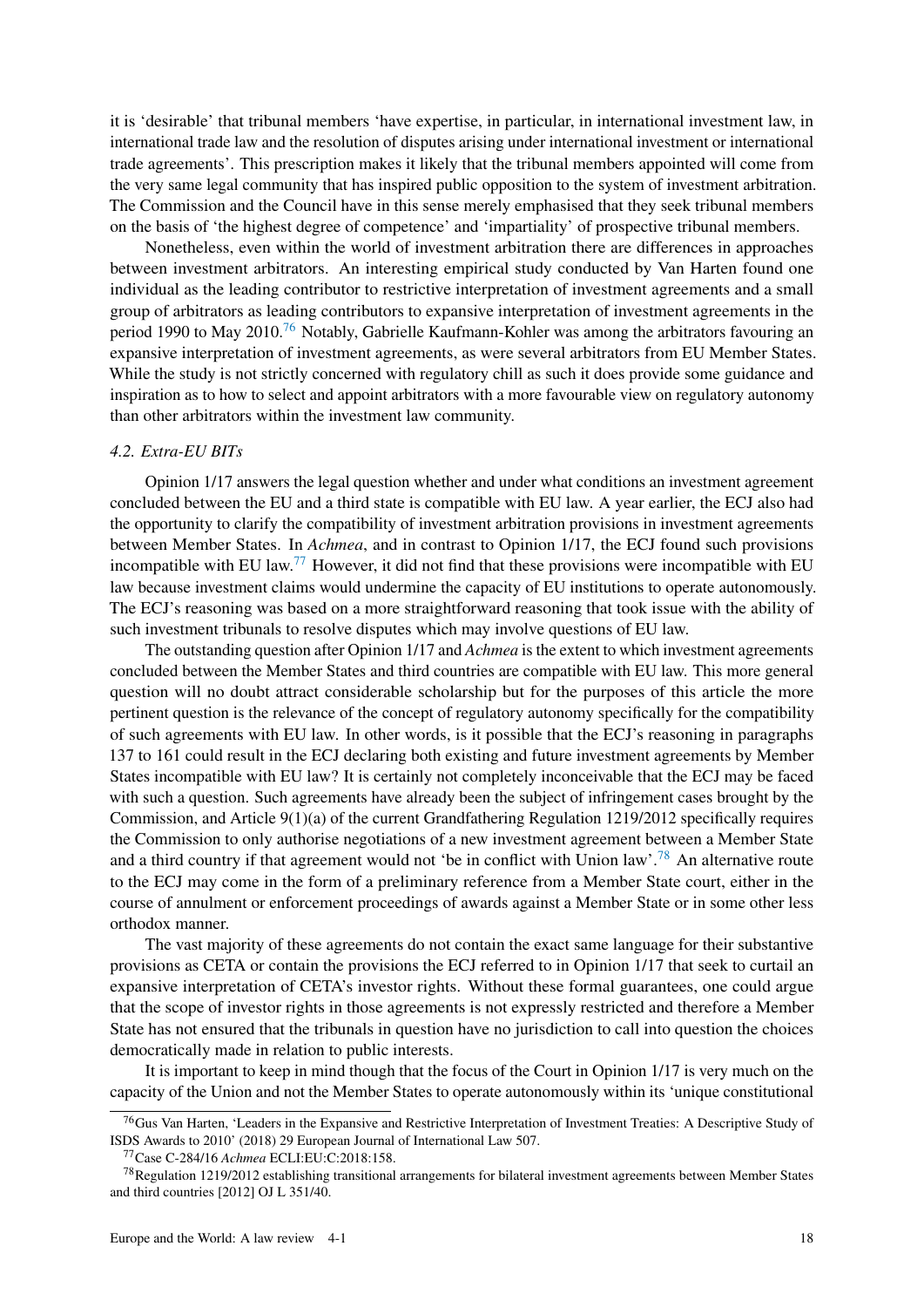it is 'desirable' that tribunal members 'have expertise, in particular, in international investment law, in international trade law and the resolution of disputes arising under international investment or international trade agreements'. This prescription makes it likely that the tribunal members appointed will come from the very same legal community that has inspired public opposition to the system of investment arbitration. The Commission and the Council have in this sense merely emphasised that they seek tribunal members on the basis of 'the highest degree of competence' and 'impartiality' of prospective tribunal members.

Nonetheless, even within the world of investment arbitration there are differences in approaches between investment arbitrators. An interesting empirical study conducted by Van Harten found one individual as the leading contributor to restrictive interpretation of investment agreements and a small group of arbitrators as leading contributors to expansive interpretation of investment agreements in the period 1990 to May 2010.[76] Notably, Gabrielle Kaufmann-Kohler was among the arbitrators favouring an expansive interpretation of investment agreements, as were several arbitrators from EU Member States. While the study is not strictly concerned with regulatory chill as such it does provide some guidance and inspiration as to how to select and appoint arbitrators with a more favourable view on regulatory autonomy than other arbitrators within the investment law community.

#### *4.2. Extra-EU BITs*

Opinion 1/17 answers the legal question whether and under what conditions an investment agreement concluded between the EU and a third state is compatible with EU law. A year earlier, the ECJ also had the opportunity to clarify the compatibility of investment arbitration provisions in investment agreements between Member States. In *Achmea*, and in contrast to Opinion 1/17, the ECJ found such provisions incompatible with EU law.[77] However, it did not find that these provisions were incompatible with EU law because investment claims would undermine the capacity of EU institutions to operate autonomously. The ECJ's reasoning was based on a more straightforward reasoning that took issue with the ability of such investment tribunals to resolve disputes which may involve questions of EU law.

The outstanding question after Opinion 1/17 and *Achmea* is the extent to which investment agreements concluded between the Member States and third countries are compatible with EU law. This more general question will no doubt attract considerable scholarship but for the purposes of this article the more pertinent question is the relevance of the concept of regulatory autonomy specifically for the compatibility of such agreements with EU law. In other words, is it possible that the ECJ's reasoning in paragraphs 137 to 161 could result in the ECJ declaring both existing and future investment agreements by Member States incompatible with EU law? It is certainly not completely inconceivable that the ECJ may be faced with such a question. Such agreements have already been the subject of infringement cases brought by the Commission, and Article 9(1)(a) of the current Grandfathering Regulation 1219/2012 specifically requires the Commission to only authorise negotiations of a new investment agreement between a Member State and a third country if that agreement would not 'be in conflict with Union law'.[78] An alternative route to the ECJ may come in the form of a preliminary reference from a Member State court, either in the course of annulment or enforcement proceedings of awards against a Member State or in some other less orthodox manner.

The vast majority of these agreements do not contain the exact same language for their substantive provisions as CETA or contain the provisions the ECJ referred to in Opinion 1/17 that seek to curtail an expansive interpretation of CETA's investor rights. Without these formal guarantees, one could argue that the scope of investor rights in those agreements is not expressly restricted and therefore a Member State has not ensured that the tribunals in question have no jurisdiction to call into question the choices democratically made in relation to public interests.

It is important to keep in mind though that the focus of the Court in Opinion 1/17 is very much on the capacity of the Union and not the Member States to operate autonomously within its 'unique constitutional

---

[76] Gus Van Harten, 'Leaders in the Expansive and Restrictive Interpretation of Investment Treaties: A Descriptive Study of ISDS Awards to 2010' (2018) 29 European Journal of International Law 507.

[77] Case C-284/16 *Achmea* ECLI:EU:C:2018:158.

[78] Regulation 1219/2012 establishing transitional arrangements for bilateral investment agreements between Member States and third countries [2012] OJ L 351/40.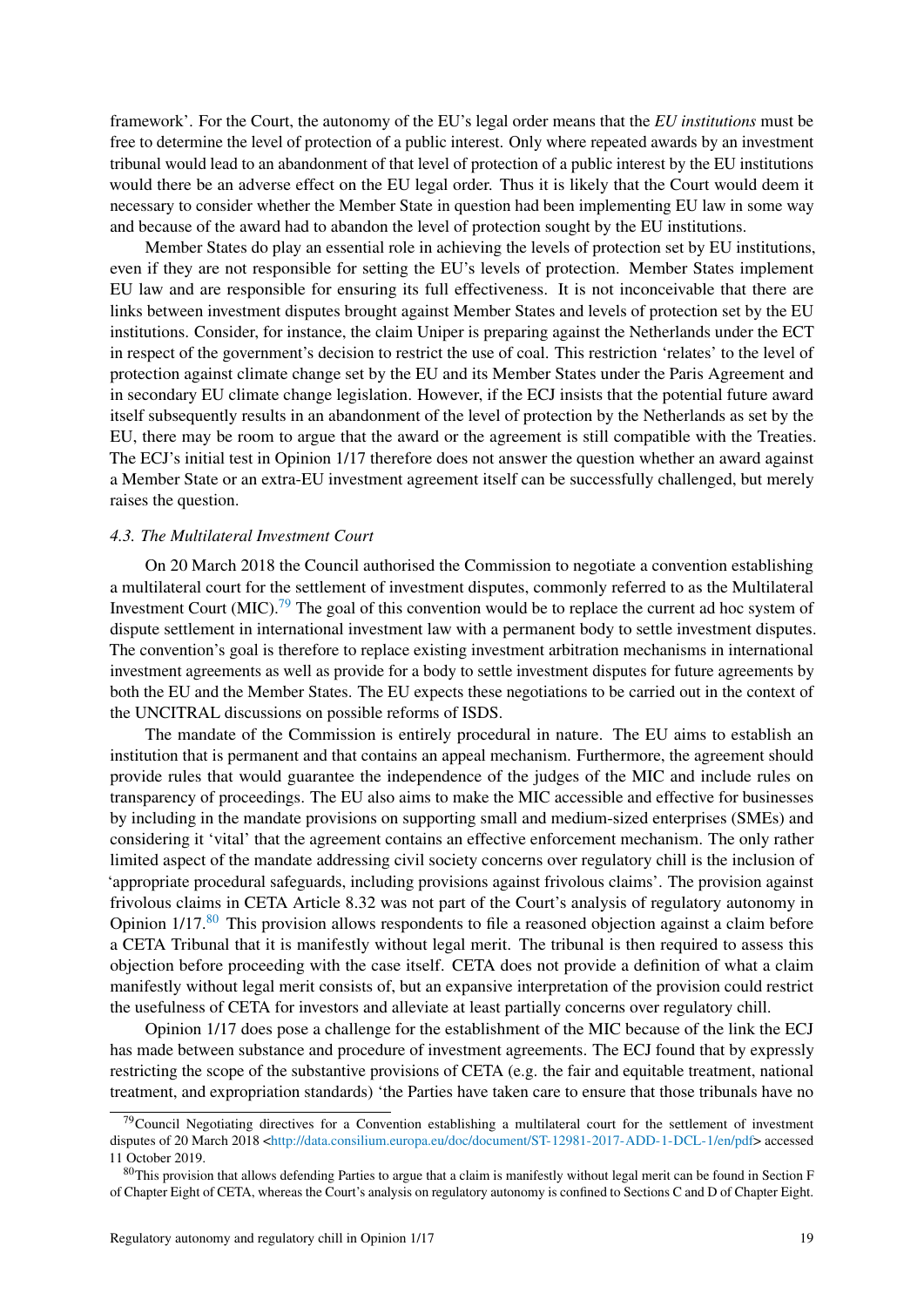framework'. For the Court, the autonomy of the EU's legal order means that the *EU institutions* must be free to determine the level of protection of a public interest. Only where repeated awards by an investment tribunal would lead to an abandonment of that level of protection of a public interest by the EU institutions would there be an adverse effect on the EU legal order. Thus it is likely that the Court would deem it necessary to consider whether the Member State in question had been implementing EU law in some way and because of the award had to abandon the level of protection sought by the EU institutions.

Member States do play an essential role in achieving the levels of protection set by EU institutions, even if they are not responsible for setting the EU's levels of protection. Member States implement EU law and are responsible for ensuring its full effectiveness. It is not inconceivable that there are links between investment disputes brought against Member States and levels of protection set by the EU institutions. Consider, for instance, the claim Uniper is preparing against the Netherlands under the ECT in respect of the government's decision to restrict the use of coal. This restriction 'relates' to the level of protection against climate change set by the EU and its Member States under the Paris Agreement and in secondary EU climate change legislation. However, if the ECJ insists that the potential future award itself subsequently results in an abandonment of the level of protection by the Netherlands as set by the EU, there may be room to argue that the award or the agreement is still compatible with the Treaties. The ECJ's initial test in Opinion 1/17 therefore does not answer the question whether an award against a Member State or an extra-EU investment agreement itself can be successfully challenged, but merely raises the question.

### *4.3. The Multilateral Investment Court*

On 20 March 2018 the Council authorised the Commission to negotiate a convention establishing a multilateral court for the settlement of investment disputes, commonly referred to as the Multilateral Investment Court (MIC).[79] The goal of this convention would be to replace the current ad hoc system of dispute settlement in international investment law with a permanent body to settle investment disputes. The convention's goal is therefore to replace existing investment arbitration mechanisms in international investment agreements as well as provide for a body to settle investment disputes for future agreements by both the EU and the Member States. The EU expects these negotiations to be carried out in the context of the UNCITRAL discussions on possible reforms of ISDS.

The mandate of the Commission is entirely procedural in nature. The EU aims to establish an institution that is permanent and that contains an appeal mechanism. Furthermore, the agreement should provide rules that would guarantee the independence of the judges of the MIC and include rules on transparency of proceedings. The EU also aims to make the MIC accessible and effective for businesses by including in the mandate provisions on supporting small and medium-sized enterprises (SMEs) and considering it 'vital' that the agreement contains an effective enforcement mechanism. The only rather limited aspect of the mandate addressing civil society concerns over regulatory chill is the inclusion of 'appropriate procedural safeguards, including provisions against frivolous claims'. The provision against frivolous claims in CETA Article 8.32 was not part of the Court's analysis of regulatory autonomy in Opinion 1/17.[80] This provision allows respondents to file a reasoned objection against a claim before a CETA Tribunal that it is manifestly without legal merit. The tribunal is then required to assess this objection before proceeding with the case itself. CETA does not provide a definition of what a claim manifestly without legal merit consists of, but an expansive interpretation of the provision could restrict the usefulness of CETA for investors and alleviate at least partially concerns over regulatory chill.

Opinion 1/17 does pose a challenge for the establishment of the MIC because of the link the ECJ has made between substance and procedure of investment agreements. The ECJ found that by expressly restricting the scope of the substantive provisions of CETA (e.g. the fair and equitable treatment, national treatment, and expropriation standards) 'the Parties have taken care to ensure that those tribunals have no

---

[79] Council Negotiating directives for a Convention establishing a multilateral court for the settlement of investment disputes of 20 March 2018 <http://data.consilium.europa.eu/doc/document/ST-12981-2017-ADD-1-DCL-1/en/pdf> accessed 11 October 2019.

[80] This provision that allows defending Parties to argue that a claim is manifestly without legal merit can be found in Section F of Chapter Eight of CETA, whereas the Court's analysis on regulatory autonomy is confined to Sections C and D of Chapter Eight.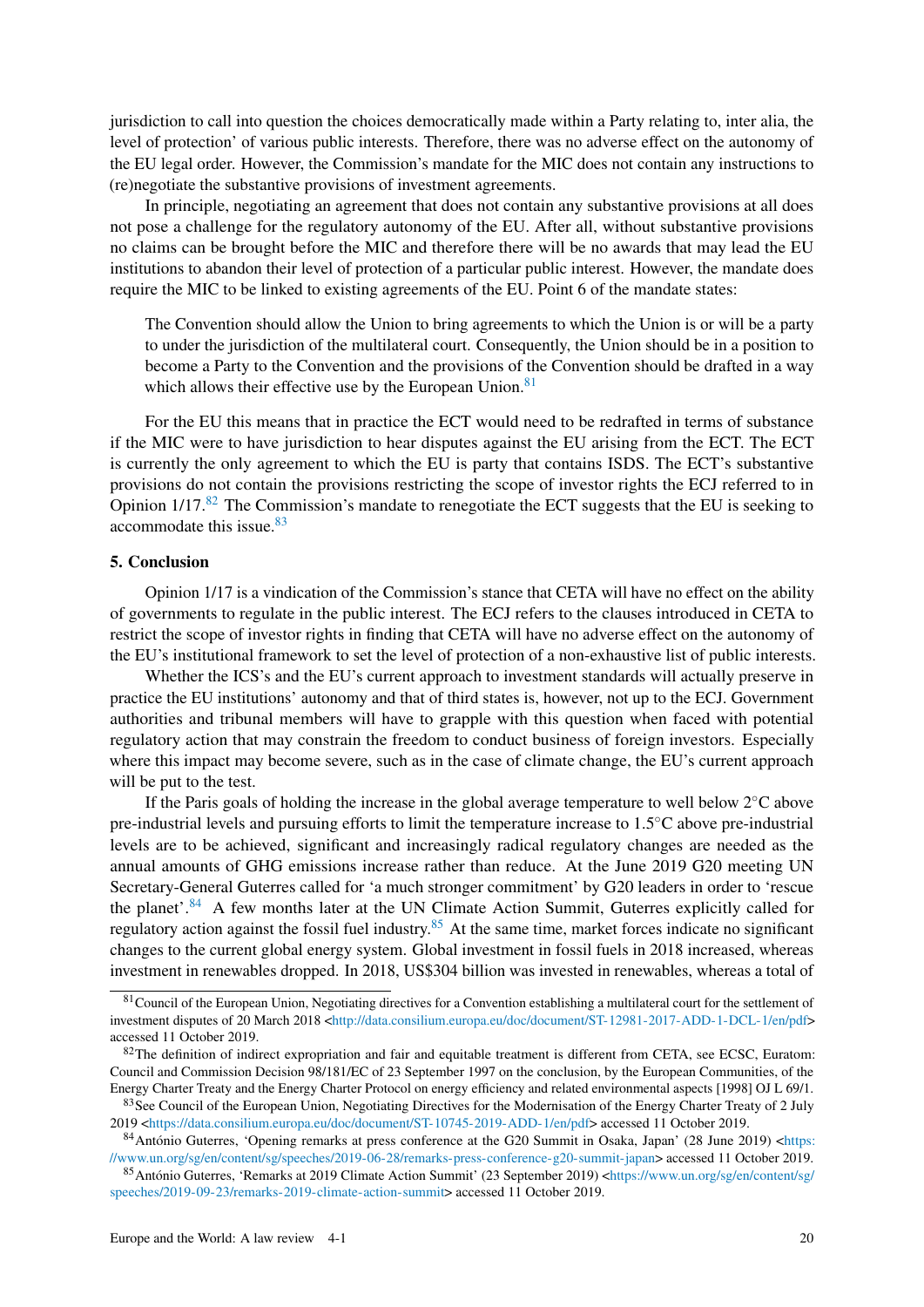jurisdiction to call into question the choices democratically made within a Party relating to, inter alia, the level of protection' of various public interests. Therefore, there was no adverse effect on the autonomy of the EU legal order. However, the Commission's mandate for the MIC does not contain any instructions to (re)negotiate the substantive provisions of investment agreements.

In principle, negotiating an agreement that does not contain any substantive provisions at all does not pose a challenge for the regulatory autonomy of the EU. After all, without substantive provisions no claims can be brought before the MIC and therefore there will be no awards that may lead the EU institutions to abandon their level of protection of a particular public interest. However, the mandate does require the MIC to be linked to existing agreements of the EU. Point 6 of the mandate states:

> The Convention should allow the Union to bring agreements to which the Union is or will be a party to under the jurisdiction of the multilateral court. Consequently, the Union should be in a position to become a Party to the Convention and the provisions of the Convention should be drafted in a way which allows their effective use by the European Union.[81]

For the EU this means that in practice the ECT would need to be redrafted in terms of substance if the MIC were to have jurisdiction to hear disputes against the EU arising from the ECT. The ECT is currently the only agreement to which the EU is party that contains ISDS. The ECT's substantive provisions do not contain the provisions restricting the scope of investor rights the ECJ referred to in Opinion 1/17.[82] The Commission's mandate to renegotiate the ECT suggests that the EU is seeking to accommodate this issue.[83]

## 5. Conclusion

Opinion 1/17 is a vindication of the Commission's stance that CETA will have no effect on the ability of governments to regulate in the public interest. The ECJ refers to the clauses introduced in CETA to restrict the scope of investor rights in finding that CETA will have no adverse effect on the autonomy of the EU's institutional framework to set the level of protection of a non-exhaustive list of public interests.

Whether the ICS's and the EU's current approach to investment standards will actually preserve in practice the EU institutions' autonomy and that of third states is, however, not up to the ECJ. Government authorities and tribunal members will have to grapple with this question when faced with potential regulatory action that may constrain the freedom to conduct business of foreign investors. Especially where this impact may become severe, such as in the case of climate change, the EU's current approach will be put to the test.

If the Paris goals of holding the increase in the global average temperature to well below 2°C above pre-industrial levels and pursuing efforts to limit the temperature increase to 1.5°C above pre-industrial levels are to be achieved, significant and increasingly radical regulatory changes are needed as the annual amounts of GHG emissions increase rather than reduce. At the June 2019 G20 meeting UN Secretary-General Guterres called for 'a much stronger commitment' by G20 leaders in order to 'rescue the planet'.[84] A few months later at the UN Climate Action Summit, Guterres explicitly called for regulatory action against the fossil fuel industry.[85] At the same time, market forces indicate no significant changes to the current global energy system. Global investment in fossil fuels in 2018 increased, whereas investment in renewables dropped. In 2018, US$304 billion was invested in renewables, whereas a total of

---

[81] Council of the European Union, Negotiating directives for a Convention establishing a multilateral court for the settlement of investment disputes of 20 March 2018 <http://data.consilium.europa.eu/doc/document/ST-12981-2017-ADD-1-DCL-1/en/pdf> accessed 11 October 2019.

[82] The definition of indirect expropriation and fair and equitable treatment is different from CETA, see ECSC, Euratom: Council and Commission Decision 98/181/EC of 23 September 1997 on the conclusion, by the European Communities, of the Energy Charter Treaty and the Energy Charter Protocol on energy efficiency and related environmental aspects [1998] OJ L 69/1.

[83] See Council of the European Union, Negotiating Directives for the Modernisation of the Energy Charter Treaty of 2 July 2019 <https://data.consilium.europa.eu/doc/document/ST-10745-2019-ADD-1/en/pdf> accessed 11 October 2019.

[84] António Guterres, 'Opening remarks at press conference at the G20 Summit in Osaka, Japan' (28 June 2019) <https://www.un.org/sg/en/content/sg/speeches/2019-06-28/remarks-press-conference-g20-summit-japan> accessed 11 October 2019.

[85] António Guterres, 'Remarks at 2019 Climate Action Summit' (23 September 2019) <https://www.un.org/sg/en/content/sg/speeches/2019-09-23/remarks-2019-climate-action-summit> accessed 11 October 2019.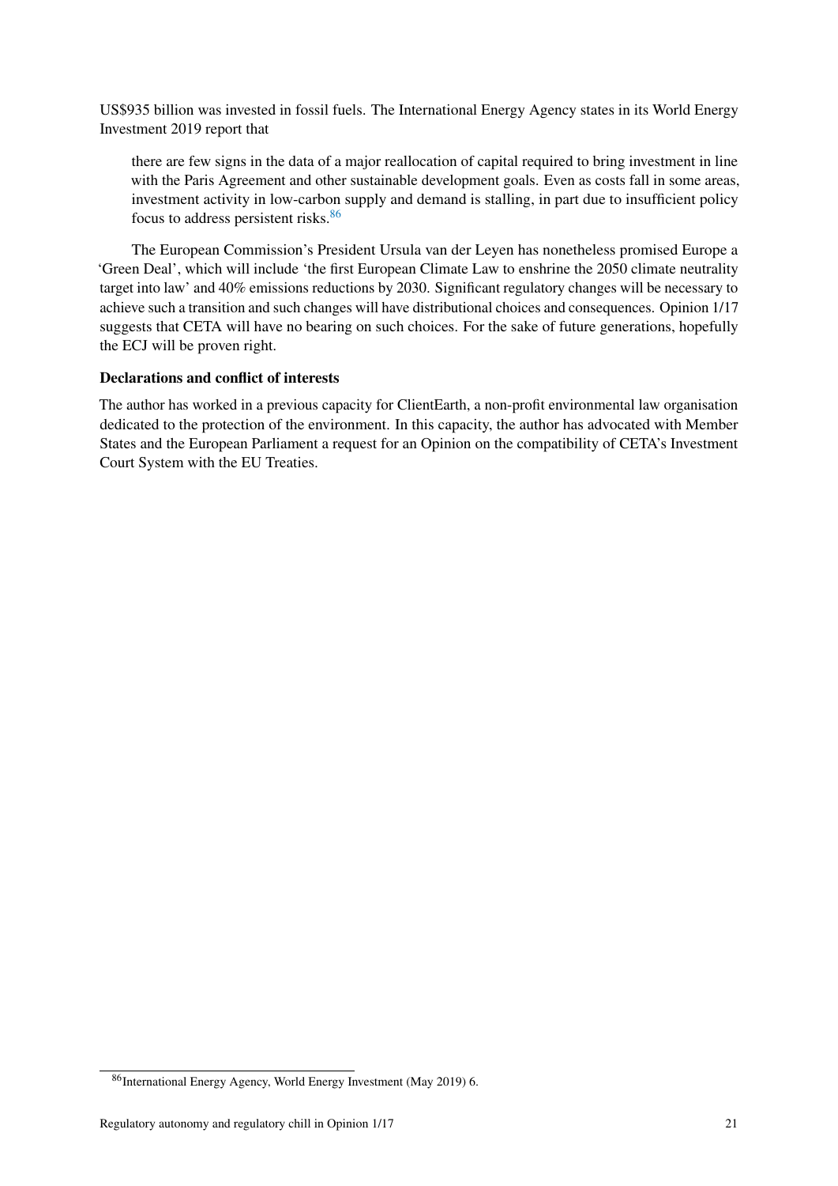US$935 billion was invested in fossil fuels. The International Energy Agency states in its World Energy Investment 2019 report that

> there are few signs in the data of a major reallocation of capital required to bring investment in line with the Paris Agreement and other sustainable development goals. Even as costs fall in some areas, investment activity in low-carbon supply and demand is stalling, in part due to insufficient policy focus to address persistent risks.[86]

The European Commission's President Ursula van der Leyen has nonetheless promised Europe a 'Green Deal', which will include 'the first European Climate Law to enshrine the 2050 climate neutrality target into law' and 40% emissions reductions by 2030. Significant regulatory changes will be necessary to achieve such a transition and such changes will have distributional choices and consequences. Opinion 1/17 suggests that CETA will have no bearing on such choices. For the sake of future generations, hopefully the ECJ will be proven right.

**Declarations and conflict of interests**

The author has worked in a previous capacity for ClientEarth, a non-profit environmental law organisation dedicated to the protection of the environment. In this capacity, the author has advocated with Member States and the European Parliament a request for an Opinion on the compatibility of CETA's Investment Court System with the EU Treaties.

[86] International Energy Agency, World Energy Investment (May 2019) 6.